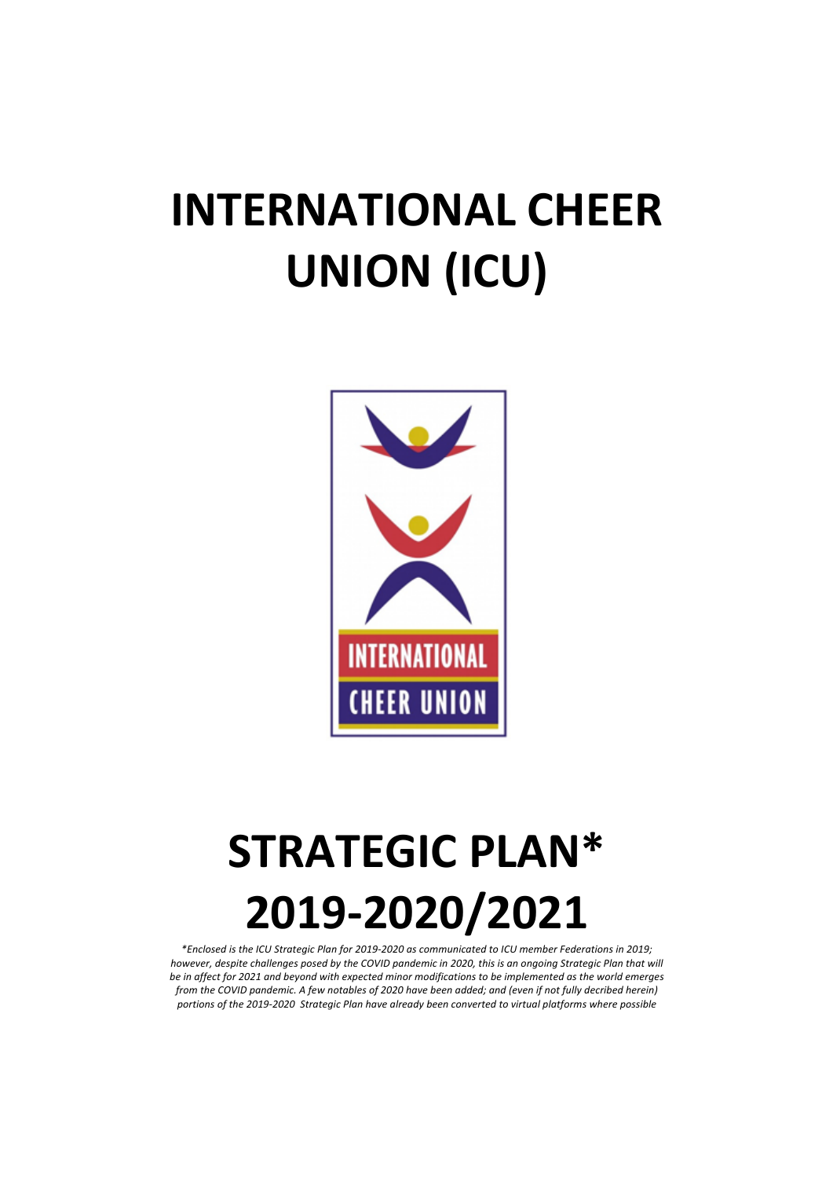# INTERNATIONAL CHEER UNION (ICU)

# STRATEGIC PLAN* 2019-2020/2021

*\*Enclosed is the ICU Strategic Plan for 2019-2020 as communicated to ICU member Federations in 2019; however, despite challenges posed by the COVID pandemic in 2020, this is an ongoing Strategic Plan that will be in affect for 2021 and beyond with expected minor modifications to be implemented as the world emerges from the COVID pandemic. A few notables of 2020 have been added; and (even if not fully decribed herein) portions of the 2019-2020 Strategic Plan have already been converted to virtual platforms where possible*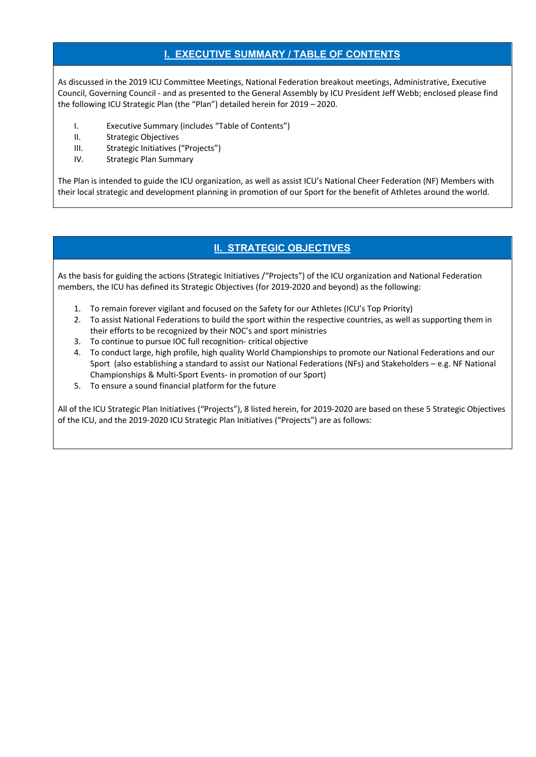## I. EXECUTIVE SUMMARY / TABLE OF CONTENTS

As discussed in the 2019 ICU Committee Meetings, National Federation breakout meetings, Administrative, Executive Council, Governing Council - and as presented to the General Assembly by ICU President Jeff Webb; enclosed please find the following ICU Strategic Plan (the "Plan") detailed herein for 2019 – 2020.

I. Executive Summary (includes "Table of Contents")
II. Strategic Objectives
III. Strategic Initiatives ("Projects")
IV. Strategic Plan Summary

The Plan is intended to guide the ICU organization, as well as assist ICU's National Cheer Federation (NF) Members with their local strategic and development planning in promotion of our Sport for the benefit of Athletes around the world.

## II. STRATEGIC OBJECTIVES

As the basis for guiding the actions (Strategic Initiatives /"Projects") of the ICU organization and National Federation members, the ICU has defined its Strategic Objectives (for 2019-2020 and beyond) as the following:

1. To remain forever vigilant and focused on the Safety for our Athletes (ICU's Top Priority)
2. To assist National Federations to build the sport within the respective countries, as well as supporting them in their efforts to be recognized by their NOC's and sport ministries
3. To continue to pursue IOC full recognition- critical objective
4. To conduct large, high profile, high quality World Championships to promote our National Federations and our Sport (also establishing a standard to assist our National Federations (NFs) and Stakeholders – e.g. NF National Championships & Multi-Sport Events- in promotion of our Sport)
5. To ensure a sound financial platform for the future

All of the ICU Strategic Plan Initiatives ("Projects"), 8 listed herein, for 2019-2020 are based on these 5 Strategic Objectives of the ICU, and the 2019-2020 ICU Strategic Plan Initiatives ("Projects") are as follows: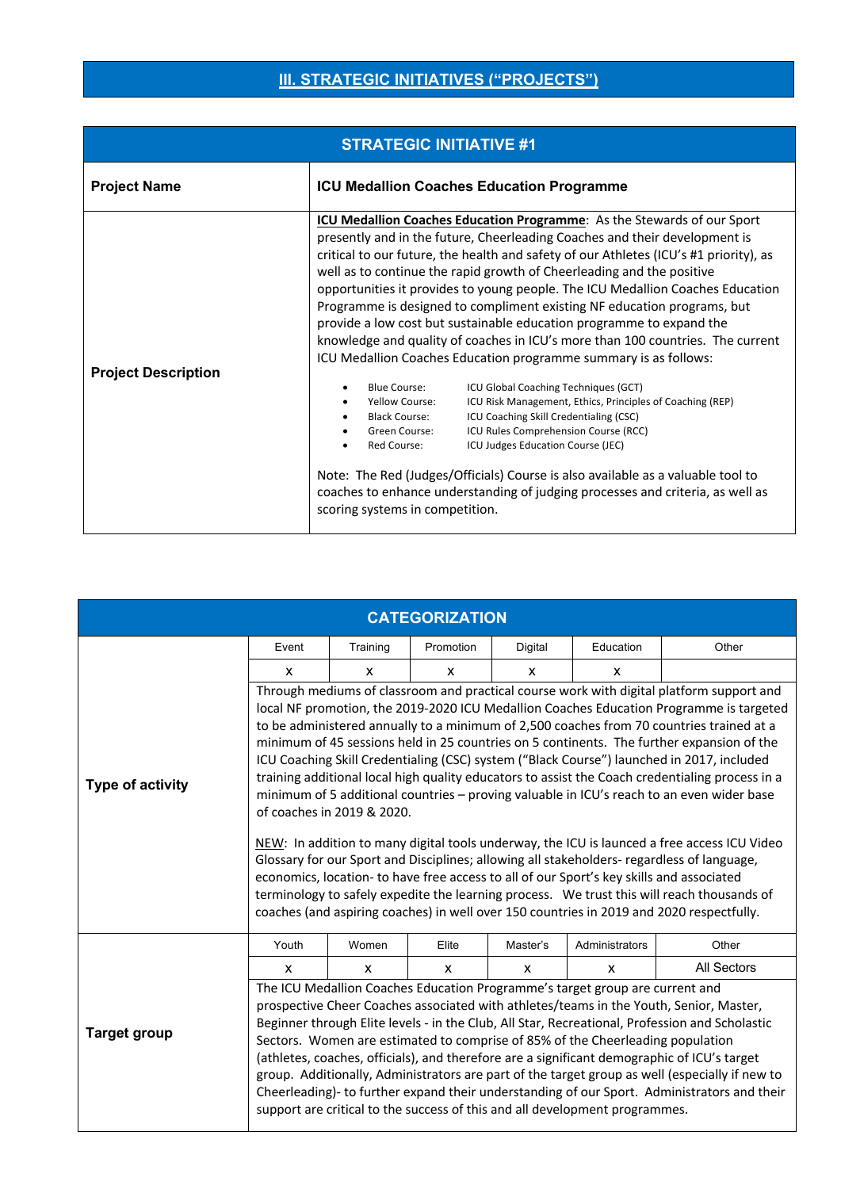## III. STRATEGIC INITIATIVES ("PROJECTS")

| STRATEGIC INITIATIVE #1 | |
|---|---|
| **Project Name** | **ICU Medallion Coaches Education Programme** |
| **Project Description** | **ICU Medallion Coaches Education Programme**: As the Stewards of our Sport presently and in the future, Cheerleading Coaches and their development is critical to our future, the health and safety of our Athletes (ICU's #1 priority), as well as to continue the rapid growth of Cheerleading and the positive opportunities it provides to young people. The ICU Medallion Coaches Education Programme is designed to compliment existing NF education programs, but provide a low cost but sustainable education programme to expand the knowledge and quality of coaches in ICU's more than 100 countries. The current ICU Medallion Coaches Education programme summary is as follows:<br><br>• Blue Course: ICU Global Coaching Techniques (GCT)<br>• Yellow Course: ICU Risk Management, Ethics, Principles of Coaching (REP)<br>• Black Course: ICU Coaching Skill Credentialing (CSC)<br>• Green Course: ICU Rules Comprehension Course (RCC)<br>• Red Course: ICU Judges Education Course (JEC)<br><br>Note: The Red (Judges/Officials) Course is also available as a valuable tool to coaches to enhance understanding of judging processes and criteria, as well as scoring systems in competition. |

| CATEGORIZATION | | | | | | |
|---|---|---|---|---|---|---|
| **Type of activity** | Event | Training | Promotion | Digital | Education | Other |
| | x | x | x | x | x | |
| | Through mediums of classroom and practical course work with digital platform support and local NF promotion, the 2019-2020 ICU Medallion Coaches Education Programme is targeted to be administered annually to a minimum of 2,500 coaches from 70 countries trained at a minimum of 45 sessions held in 25 countries on 5 continents. The further expansion of the ICU Coaching Skill Credentialing (CSC) system ("Black Course") launched in 2017, included training additional local high quality educators to assist the Coach credentialing process in a minimum of 5 additional countries – proving valuable in ICU's reach to an even wider base of coaches in 2019 & 2020.<br><br><u>NEW</u>: In addition to many digital tools underway, the ICU is launced a free access ICU Video Glossary for our Sport and Disciplines; allowing all stakeholders- regardless of language, economics, location- to have free access to all of our Sport's key skills and associated terminology to safely expedite the learning process. We trust this will reach thousands of coaches (and aspiring coaches) in well over 150 countries in 2019 and 2020 respectfully. | | | | | |
| **Target group** | Youth | Women | Elite | Master's | Administrators | Other |
| | x | x | x | x | x | All Sectors |
| | The ICU Medallion Coaches Education Programme's target group are current and prospective Cheer Coaches associated with athletes/teams in the Youth, Senior, Master, Beginner through Elite levels - in the Club, All Star, Recreational, Profession and Scholastic Sectors. Women are estimated to comprise of 85% of the Cheerleading population (athletes, coaches, officials), and therefore are a significant demographic of ICU's target group. Additionally, Administrators are part of the target group as well (especially if new to Cheerleading)- to further expand their understanding of our Sport. Administrators and their support are critical to the success of this and all development programmes. | | | | | |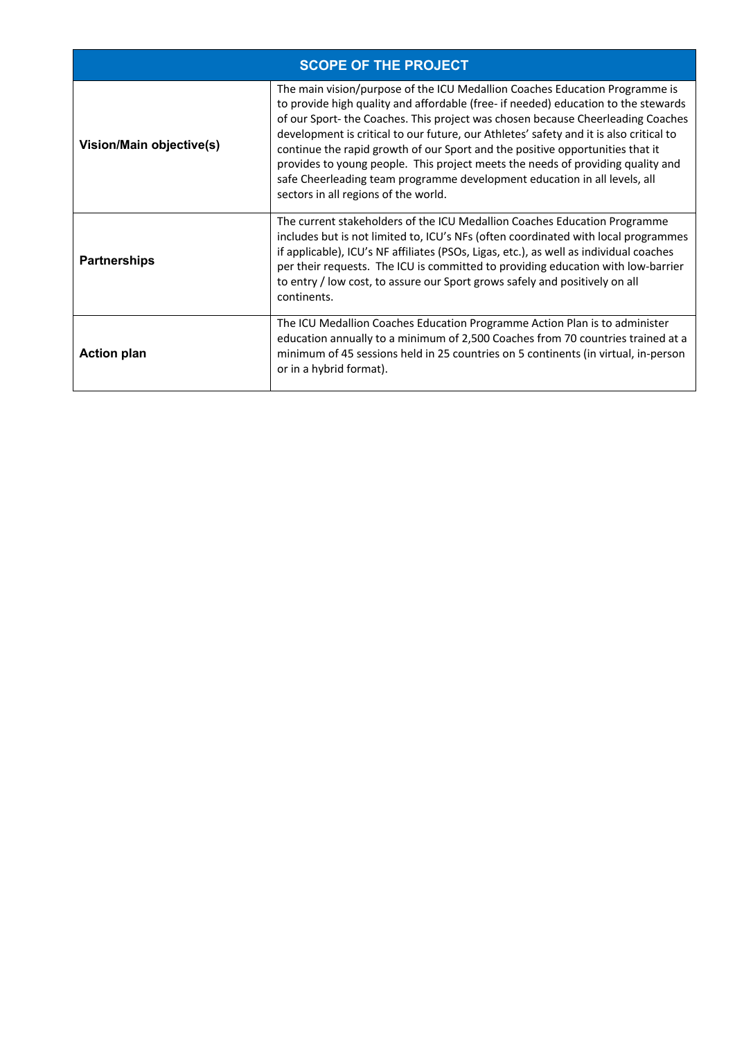| SCOPE OF THE PROJECT | |
|---|---|
| **Vision/Main objective(s)** | The main vision/purpose of the ICU Medallion Coaches Education Programme is to provide high quality and affordable (free- if needed) education to the stewards of our Sport- the Coaches. This project was chosen because Cheerleading Coaches development is critical to our future, our Athletes' safety and it is also critical to continue the rapid growth of our Sport and the positive opportunities that it provides to young people. This project meets the needs of providing quality and safe Cheerleading team programme development education in all levels, all sectors in all regions of the world. |
| **Partnerships** | The current stakeholders of the ICU Medallion Coaches Education Programme includes but is not limited to, ICU's NFs (often coordinated with local programmes if applicable), ICU's NF affiliates (PSOs, Ligas, etc.), as well as individual coaches per their requests. The ICU is committed to providing education with low-barrier to entry / low cost, to assure our Sport grows safely and positively on all continents. |
| **Action plan** | The ICU Medallion Coaches Education Programme Action Plan is to administer education annually to a minimum of 2,500 Coaches from 70 countries trained at a minimum of 45 sessions held in 25 countries on 5 continents (in virtual, in-person or in a hybrid format). |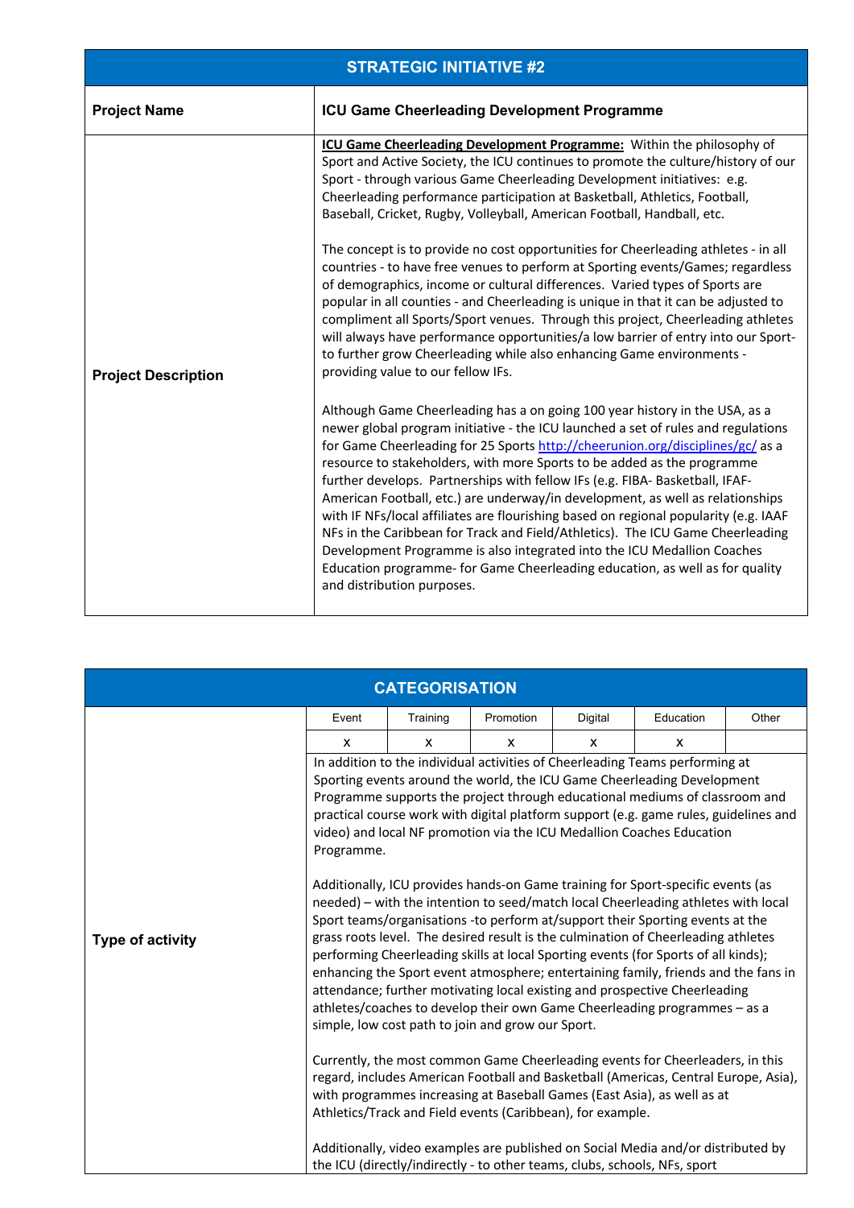| STRATEGIC INITIATIVE #2 | |
|---|---|
| **Project Name** | **ICU Game Cheerleading Development Programme** |
| **Project Description** | **ICU Game Cheerleading Development Programme:** Within the philosophy of Sport and Active Society, the ICU continues to promote the culture/history of our Sport - through various Game Cheerleading Development initiatives: e.g. Cheerleading performance participation at Basketball, Athletics, Football, Baseball, Cricket, Rugby, Volleyball, American Football, Handball, etc.<br><br>The concept is to provide no cost opportunities for Cheerleading athletes - in all countries - to have free venues to perform at Sporting events/Games; regardless of demographics, income or cultural differences. Varied types of Sports are popular in all counties - and Cheerleading is unique in that it can be adjusted to compliment all Sports/Sport venues. Through this project, Cheerleading athletes will always have performance opportunities/a low barrier of entry into our Sport- to further grow Cheerleading while also enhancing Game environments - providing value to our fellow IFs.<br><br>Although Game Cheerleading has a on going 100 year history in the USA, as a newer global program initiative - the ICU launched a set of rules and regulations for Game Cheerleading for 25 Sports http://cheerunion.org/disciplines/gc/ as a resource to stakeholders, with more Sports to be added as the programme further develops. Partnerships with fellow IFs (e.g. FIBA- Basketball, IFAF- American Football, etc.) are underway/in development, as well as relationships with IF NFs/local affiliates are flourishing based on regional popularity (e.g. IAAF NFs in the Caribbean for Track and Field/Athletics). The ICU Game Cheerleading Development Programme is also integrated into the ICU Medallion Coaches Education programme- for Game Cheerleading education, as well as for quality and distribution purposes. |

| CATEGORISATION | | | | | | |
|---|---|---|---|---|---|---|
| | Event | Training | Promotion | Digital | Education | Other |
| | x | x | x | x | x | |
| **Type of activity** | In addition to the individual activities of Cheerleading Teams performing at Sporting events around the world, the ICU Game Cheerleading Development Programme supports the project through educational mediums of classroom and practical course work with digital platform support (e.g. game rules, guidelines and video) and local NF promotion via the ICU Medallion Coaches Education Programme.<br><br>Additionally, ICU provides hands-on Game training for Sport-specific events (as needed) – with the intention to seed/match local Cheerleading athletes with local Sport teams/organisations -to perform at/support their Sporting events at the grass roots level. The desired result is the culmination of Cheerleading athletes performing Cheerleading skills at local Sporting events (for Sports of all kinds); enhancing the Sport event atmosphere; entertaining family, friends and the fans in attendance; further motivating local existing and prospective Cheerleading athletes/coaches to develop their own Game Cheerleading programmes – as a simple, low cost path to join and grow our Sport.<br><br>Currently, the most common Game Cheerleading events for Cheerleaders, in this regard, includes American Football and Basketball (Americas, Central Europe, Asia), with programmes increasing at Baseball Games (East Asia), as well as at Athletics/Track and Field events (Caribbean), for example.<br><br>Additionally, video examples are published on Social Media and/or distributed by the ICU (directly/indirectly - to other teams, clubs, schools, NFs, sport | | | | | |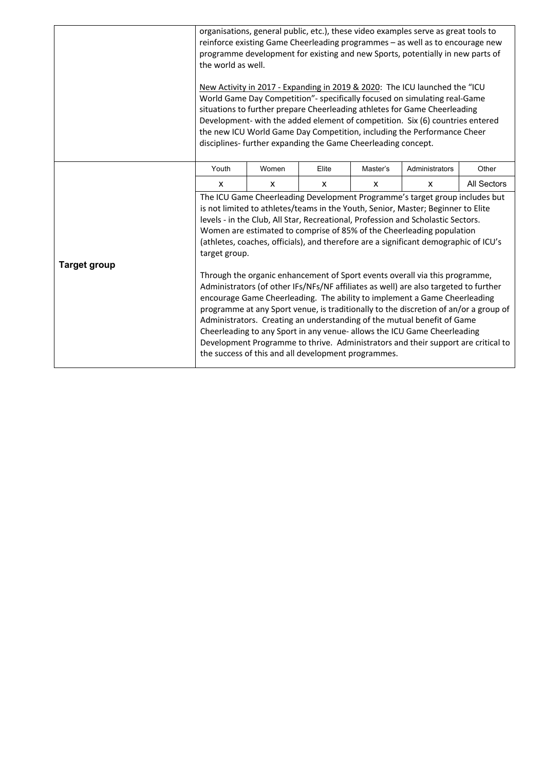| | |
|---|---|
| | organisations, general public, etc.), these video examples serve as great tools to reinforce existing Game Cheerleading programmes – as well as to encourage new programme development for existing and new Sports, potentially in new parts of the world as well.<br><br><u>New Activity in 2017 - Expanding in 2019 & 2020</u>: The ICU launched the "ICU World Game Day Competition"- specifically focused on simulating real-Game situations to further prepare Cheerleading athletes for Game Cheerleading Development- with the added element of competition. Six (6) countries entered the new ICU World Game Day Competition, including the Performance Cheer disciplines- further expanding the Game Cheerleading concept. |
| **Target group** | Youth: x · Women: x · Elite: x · Master's: x · Administrators: x · Other: All Sectors<br><br>The ICU Game Cheerleading Development Programme's target group includes but is not limited to athletes/teams in the Youth, Senior, Master; Beginner to Elite levels - in the Club, All Star, Recreational, Profession and Scholastic Sectors. Women are estimated to comprise of 85% of the Cheerleading population (athletes, coaches, officials), and therefore are a significant demographic of ICU's target group.<br><br>Through the organic enhancement of Sport events overall via this programme, Administrators (of other IFs/NFs/NF affiliates as well) are also targeted to further encourage Game Cheerleading. The ability to implement a Game Cheerleading programme at any Sport venue, is traditionally to the discretion of an/or a group of Administrators. Creating an understanding of the mutual benefit of Game Cheerleading to any Sport in any venue- allows the ICU Game Cheerleading Development Programme to thrive. Administrators and their support are critical to the success of this and all development programmes. |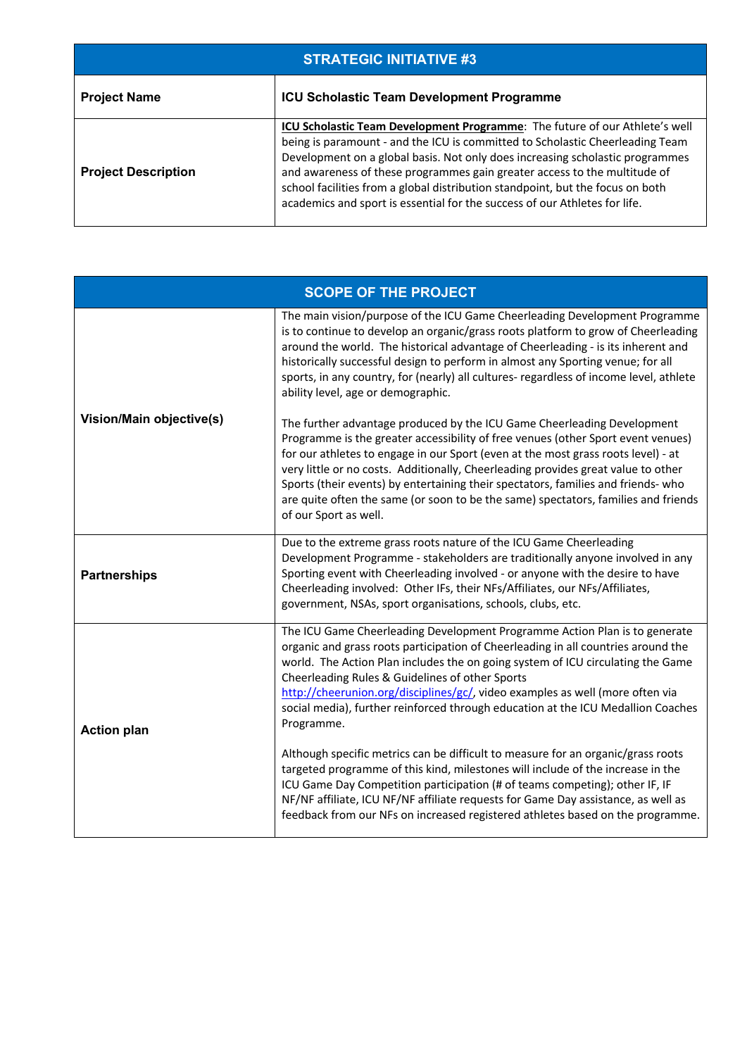| STRATEGIC INITIATIVE #3 | |
|---|---|
| **Project Name** | **ICU Scholastic Team Development Programme** |
| **Project Description** | **ICU Scholastic Team Development Programme**: The future of our Athlete's well being is paramount - and the ICU is committed to Scholastic Cheerleading Team Development on a global basis. Not only does increasing scholastic programmes and awareness of these programmes gain greater access to the multitude of school facilities from a global distribution standpoint, but the focus on both academics and sport is essential for the success of our Athletes for life. |

| SCOPE OF THE PROJECT | |
|---|---|
| **Vision/Main objective(s)** | The main vision/purpose of the ICU Game Cheerleading Development Programme is to continue to develop an organic/grass roots platform to grow of Cheerleading around the world. The historical advantage of Cheerleading - is its inherent and historically successful design to perform in almost any Sporting venue; for all sports, in any country, for (nearly) all cultures- regardless of income level, athlete ability level, age or demographic.<br><br>The further advantage produced by the ICU Game Cheerleading Development Programme is the greater accessibility of free venues (other Sport event venues) for our athletes to engage in our Sport (even at the most grass roots level) - at very little or no costs. Additionally, Cheerleading provides great value to other Sports (their events) by entertaining their spectators, families and friends- who are quite often the same (or soon to be the same) spectators, families and friends of our Sport as well. |
| **Partnerships** | Due to the extreme grass roots nature of the ICU Game Cheerleading Development Programme - stakeholders are traditionally anyone involved in any Sporting event with Cheerleading involved - or anyone with the desire to have Cheerleading involved: Other IFs, their NFs/Affiliates, our NFs/Affiliates, government, NSAs, sport organisations, schools, clubs, etc. |
| **Action plan** | The ICU Game Cheerleading Development Programme Action Plan is to generate organic and grass roots participation of Cheerleading in all countries around the world. The Action Plan includes the on going system of ICU circulating the Game Cheerleading Rules & Guidelines of other Sports http://cheerunion.org/disciplines/gc/, video examples as well (more often via social media), further reinforced through education at the ICU Medallion Coaches Programme.<br><br>Although specific metrics can be difficult to measure for an organic/grass roots targeted programme of this kind, milestones will include of the increase in the ICU Game Day Competition participation (# of teams competing); other IF, IF NF/NF affiliate, ICU NF/NF affiliate requests for Game Day assistance, as well as feedback from our NFs on increased registered athletes based on the programme. |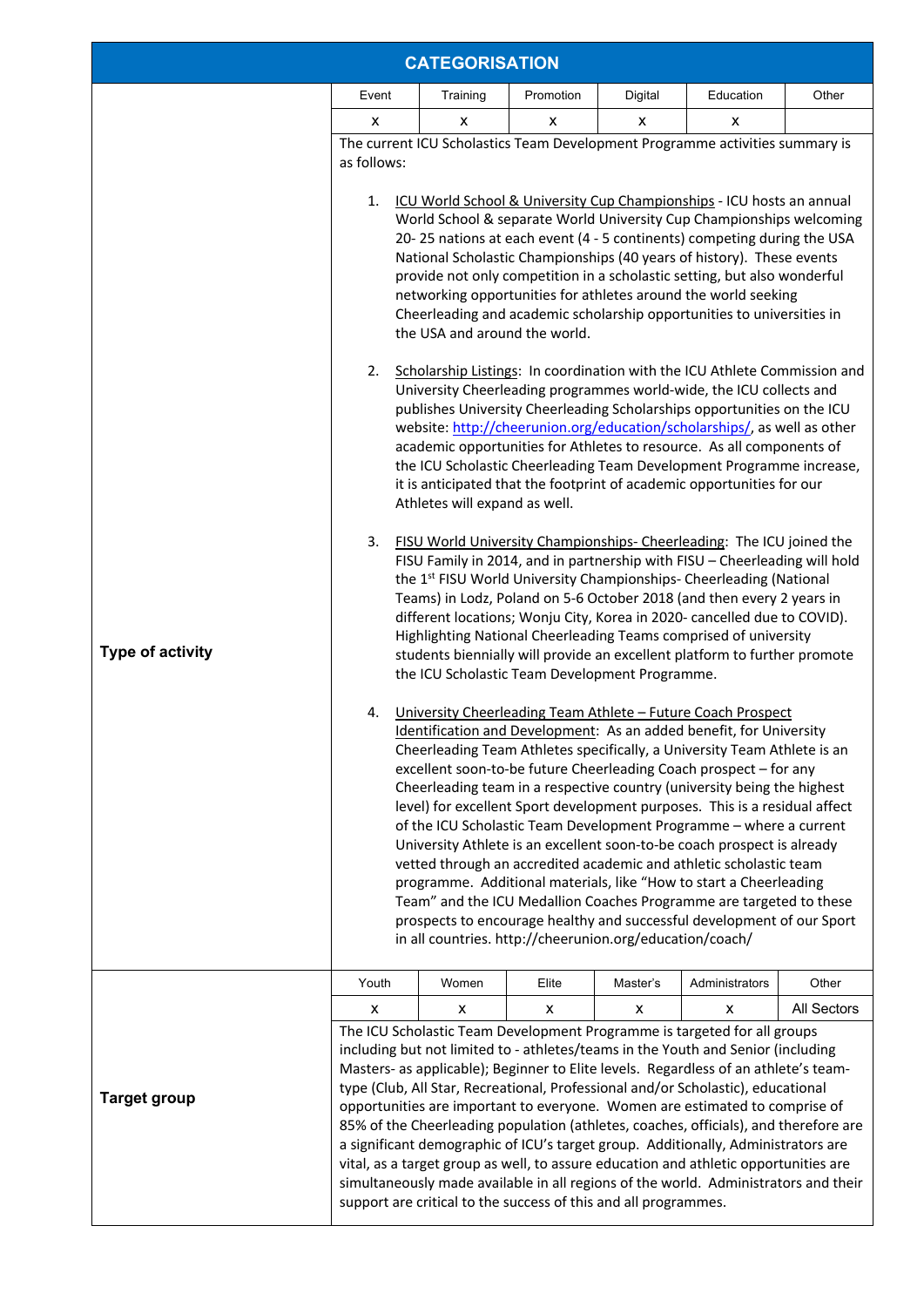## CATEGORISATION

**Type of activity**

| Event | Training | Promotion | Digital | Education | Other |
|---|---|---|---|---|---|
| x | x | x | x | x | |

The current ICU Scholastics Team Development Programme activities summary is as follows:

1. ICU World School & University Cup Championships - ICU hosts an annual World School & separate World University Cup Championships welcoming 20- 25 nations at each event (4 - 5 continents) competing during the USA National Scholastic Championships (40 years of history). These events provide not only competition in a scholastic setting, but also wonderful networking opportunities for athletes around the world seeking Cheerleading and academic scholarship opportunities to universities in the USA and around the world.

2. Scholarship Listings: In coordination with the ICU Athlete Commission and University Cheerleading programmes world-wide, the ICU collects and publishes University Cheerleading Scholarships opportunities on the ICU website: http://cheerunion.org/education/scholarships/, as well as other academic opportunities for Athletes to resource. As all components of the ICU Scholastic Cheerleading Team Development Programme increase, it is anticipated that the footprint of academic opportunities for our Athletes will expand as well.

3. FISU World University Championships- Cheerleading: The ICU joined the FISU Family in 2014, and in partnership with FISU – Cheerleading will hold the 1st FISU World University Championships- Cheerleading (National Teams) in Lodz, Poland on 5-6 October 2018 (and then every 2 years in different locations; Wonju City, Korea in 2020- cancelled due to COVID). Highlighting National Cheerleading Teams comprised of university students biennially will provide an excellent platform to further promote the ICU Scholastic Team Development Programme.

4. University Cheerleading Team Athlete – Future Coach Prospect Identification and Development: As an added benefit, for University Cheerleading Team Athletes specifically, a University Team Athlete is an excellent soon-to-be future Cheerleading Coach prospect – for any Cheerleading team in a respective country (university being the highest level) for excellent Sport development purposes. This is a residual affect of the ICU Scholastic Team Development Programme – where a current University Athlete is an excellent soon-to-be coach prospect is already vetted through an accredited academic and athletic scholastic team programme. Additional materials, like "How to start a Cheerleading Team" and the ICU Medallion Coaches Programme are targeted to these prospects to encourage healthy and successful development of our Sport in all countries. http://cheerunion.org/education/coach/

**Target group**

| Youth | Women | Elite | Master's | Administrators | Other |
|---|---|---|---|---|---|
| x | x | x | x | x | All Sectors |

The ICU Scholastic Team Development Programme is targeted for all groups including but not limited to - athletes/teams in the Youth and Senior (including Masters- as applicable); Beginner to Elite levels. Regardless of an athlete's team-type (Club, All Star, Recreational, Professional and/or Scholastic), educational opportunities are important to everyone. Women are estimated to comprise of 85% of the Cheerleading population (athletes, coaches, officials), and therefore are a significant demographic of ICU's target group. Additionally, Administrators are vital, as a target group as well, to assure education and athletic opportunities are simultaneously made available in all regions of the world. Administrators and their support are critical to the success of this and all programmes.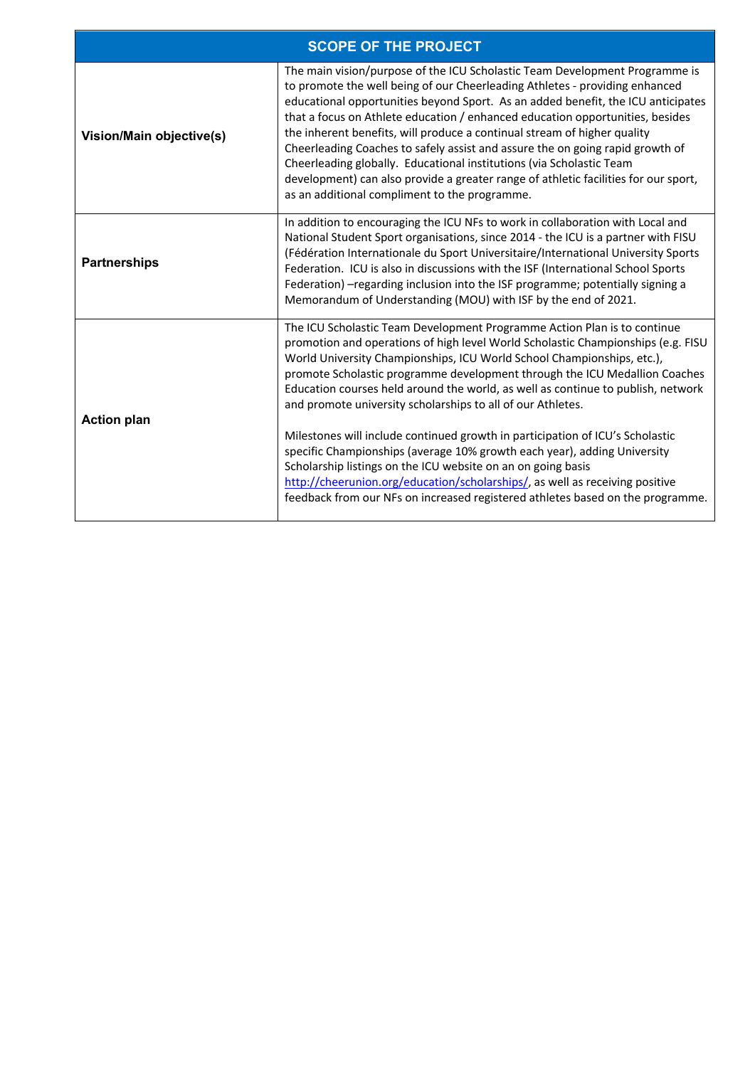| SCOPE OF THE PROJECT | |
|---|---|
| **Vision/Main objective(s)** | The main vision/purpose of the ICU Scholastic Team Development Programme is to promote the well being of our Cheerleading Athletes - providing enhanced educational opportunities beyond Sport. As an added benefit, the ICU anticipates that a focus on Athlete education / enhanced education opportunities, besides the inherent benefits, will produce a continual stream of higher quality Cheerleading Coaches to safely assist and assure the on going rapid growth of Cheerleading globally. Educational institutions (via Scholastic Team development) can also provide a greater range of athletic facilities for our sport, as an additional compliment to the programme. |
| **Partnerships** | In addition to encouraging the ICU NFs to work in collaboration with Local and National Student Sport organisations, since 2014 - the ICU is a partner with FISU (Fédération Internationale du Sport Universitaire/International University Sports Federation. ICU is also in discussions with the ISF (International School Sports Federation) –regarding inclusion into the ISF programme; potentially signing a Memorandum of Understanding (MOU) with ISF by the end of 2021. |
| **Action plan** | The ICU Scholastic Team Development Programme Action Plan is to continue promotion and operations of high level World Scholastic Championships (e.g. FISU World University Championships, ICU World School Championships, etc.), promote Scholastic programme development through the ICU Medallion Coaches Education courses held around the world, as well as continue to publish, network and promote university scholarships to all of our Athletes.<br><br>Milestones will include continued growth in participation of ICU's Scholastic specific Championships (average 10% growth each year), adding University Scholarship listings on the ICU website on an on going basis [http://cheerunion.org/education/scholarships/](http://cheerunion.org/education/scholarships/), as well as receiving positive feedback from our NFs on increased registered athletes based on the programme. |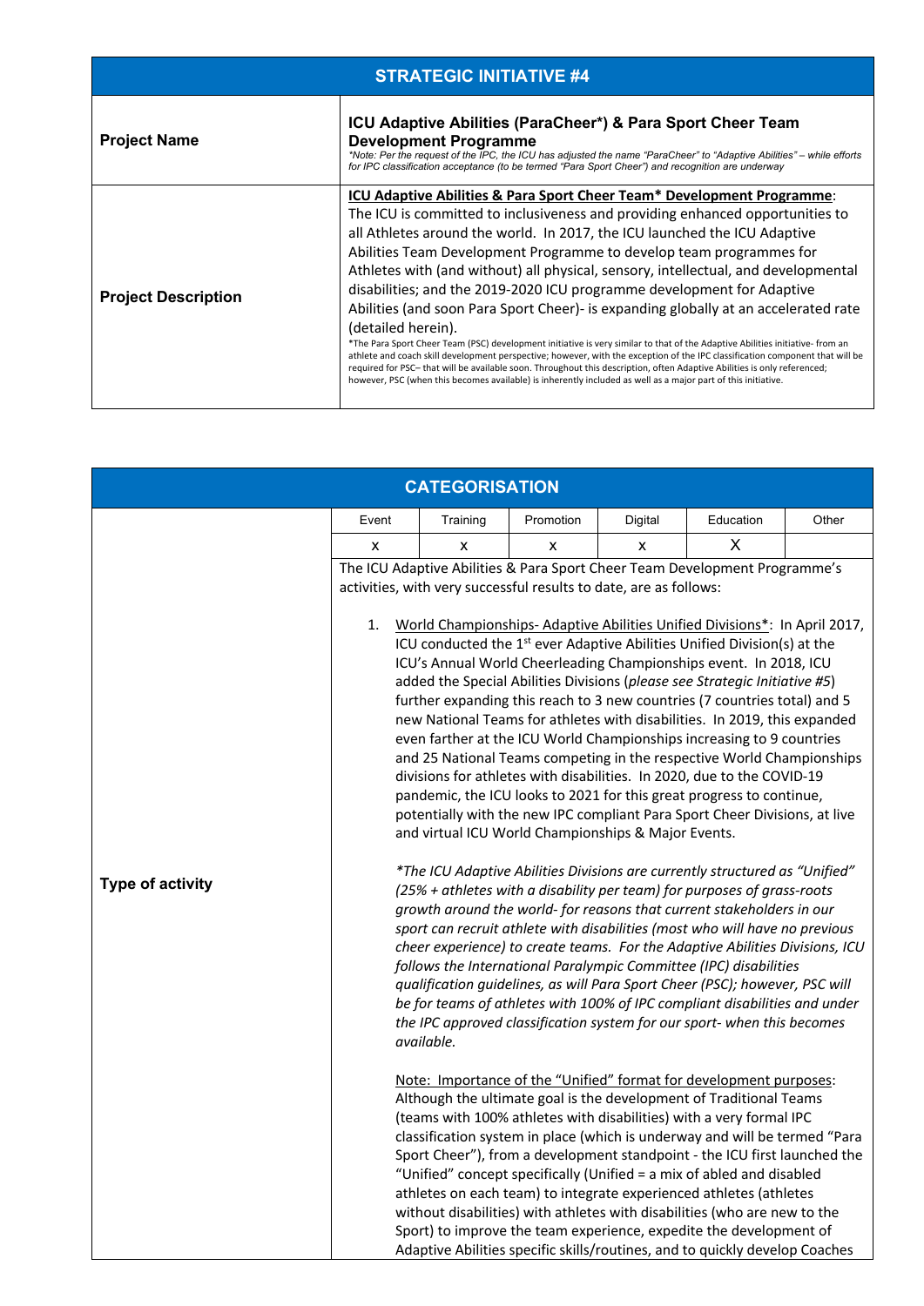| STRATEGIC INITIATIVE #4 | |
|---|---|
| **Project Name** | **ICU Adaptive Abilities (ParaCheer*) & Para Sport Cheer Team Development Programme**<br>*\*Note: Per the request of the IPC, the ICU has adjusted the name "ParaCheer" to "Adaptive Abilities" – while efforts for IPC classification acceptance (to be termed "Para Sport Cheer") and recognition are underway* |
| **Project Description** | <u>**ICU Adaptive Abilities & Para Sport Cheer Team\* Development Programme**</u>: The ICU is committed to inclusiveness and providing enhanced opportunities to all Athletes around the world. In 2017, the ICU launched the ICU Adaptive Abilities Team Development Programme to develop team programmes for Athletes with (and without) all physical, sensory, intellectual, and developmental disabilities; and the 2019-2020 ICU programme development for Adaptive Abilities (and soon Para Sport Cheer)- is expanding globally at an accelerated rate (detailed herein).<br>\*The Para Sport Cheer Team (PSC) development initiative is very similar to that of the Adaptive Abilities initiative- from an athlete and coach skill development perspective; however, with the exception of the IPC classification component that will be required for PSC– that will be available soon. Throughout this description, often Adaptive Abilities is only referenced; however, PSC (when this becomes available) is inherently included as well as a major part of this initiative. |

| CATEGORISATION | | | | | | |
|---|---|---|---|---|---|---|
| | Event | Training | Promotion | Digital | Education | Other |
| | x | x | x | x | X | |

**Type of activity**

The ICU Adaptive Abilities & Para Sport Cheer Team Development Programme's activities, with very successful results to date, are as follows:

1. <u>World Championships- Adaptive Abilities Unified Divisions</u>\*: In April 2017, ICU conducted the 1st ever Adaptive Abilities Unified Division(s) at the ICU's Annual World Cheerleading Championships event. In 2018, ICU added the Special Abilities Divisions (*please see Strategic Initiative #5*) further expanding this reach to 3 new countries (7 countries total) and 5 new National Teams for athletes with disabilities. In 2019, this expanded even farther at the ICU World Championships increasing to 9 countries and 25 National Teams competing in the respective World Championships divisions for athletes with disabilities. In 2020, due to the COVID-19 pandemic, the ICU looks to 2021 for this great progress to continue, potentially with the new IPC compliant Para Sport Cheer Divisions, at live and virtual ICU World Championships & Major Events.

   *\*The ICU Adaptive Abilities Divisions are currently structured as "Unified" (25% + athletes with a disability per team) for purposes of grass-roots growth around the world- for reasons that current stakeholders in our sport can recruit athlete with disabilities (most who will have no previous cheer experience) to create teams. For the Adaptive Abilities Divisions, ICU follows the International Paralympic Committee (IPC) disabilities qualification guidelines, as will Para Sport Cheer (PSC); however, PSC will be for teams of athletes with 100% of IPC compliant disabilities and under the IPC approved classification system for our sport- when this becomes available.*

   <u>Note: Importance of the "Unified" format for development purposes</u>: Although the ultimate goal is the development of Traditional Teams (teams with 100% athletes with disabilities) with a very formal IPC classification system in place (which is underway and will be termed "Para Sport Cheer"), from a development standpoint - the ICU first launched the "Unified" concept specifically (Unified = a mix of abled and disabled athletes on each team) to integrate experienced athletes (athletes without disabilities) with athletes with disabilities (who are new to the Sport) to improve the team experience, expedite the development of Adaptive Abilities specific skills/routines, and to quickly develop Coaches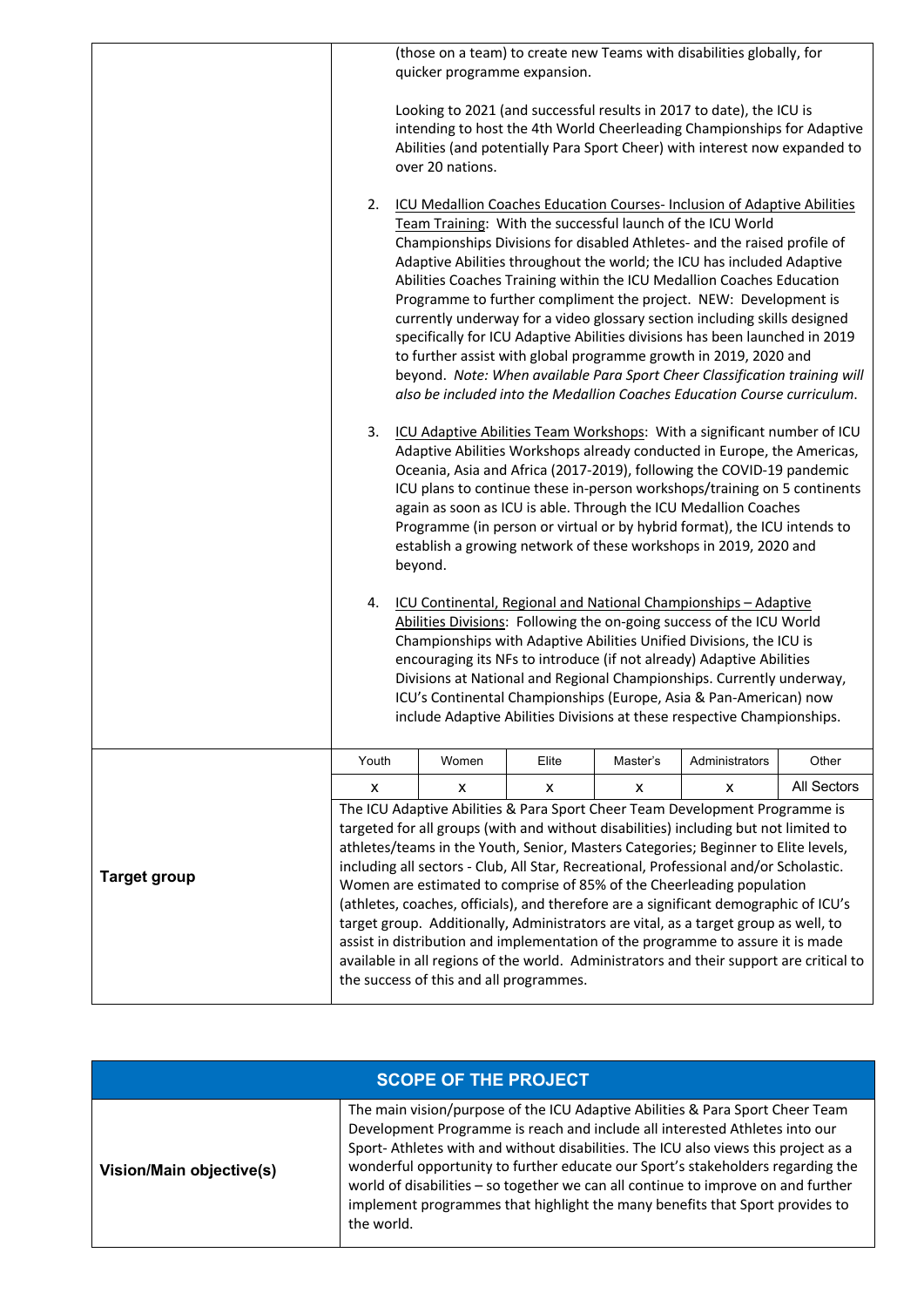| | |
|---|---|
| | (those on a team) to create new Teams with disabilities globally, for quicker programme expansion.<br><br>Looking to 2021 (and successful results in 2017 to date), the ICU is intending to host the 4th World Cheerleading Championships for Adaptive Abilities (and potentially Para Sport Cheer) with interest now expanded to over 20 nations.<br><br>2. ICU Medallion Coaches Education Courses- Inclusion of Adaptive Abilities Team Training: With the successful launch of the ICU World Championships Divisions for disabled Athletes- and the raised profile of Adaptive Abilities throughout the world; the ICU has included Adaptive Abilities Coaches Training within the ICU Medallion Coaches Education Programme to further compliment the project. NEW: Development is currently underway for a video glossary section including skills designed specifically for ICU Adaptive Abilities divisions has been launched in 2019 to further assist with global programme growth in 2019, 2020 and beyond. *Note: When available Para Sport Cheer Classification training will also be included into the Medallion Coaches Education Course curriculum*.<br><br>3. ICU Adaptive Abilities Team Workshops: With a significant number of ICU Adaptive Abilities Workshops already conducted in Europe, the Americas, Oceania, Asia and Africa (2017-2019), following the COVID-19 pandemic ICU plans to continue these in-person workshops/training on 5 continents again as soon as ICU is able. Through the ICU Medallion Coaches Programme (in person or virtual or by hybrid format), the ICU intends to establish a growing network of these workshops in 2019, 2020 and beyond.<br><br>4. ICU Continental, Regional and National Championships – Adaptive Abilities Divisions: Following the on-going success of the ICU World Championships with Adaptive Abilities Unified Divisions, the ICU is encouraging its NFs to introduce (if not already) Adaptive Abilities Divisions at National and Regional Championships. Currently underway, ICU's Continental Championships (Europe, Asia & Pan-American) now include Adaptive Abilities Divisions at these respective Championships. |

| **Target group** | Youth | Women | Elite | Master's | Administrators | Other |
|---|---|---|---|---|---|---|
| | x | x | x | x | x | All Sectors |
| | The ICU Adaptive Abilities & Para Sport Cheer Team Development Programme is targeted for all groups (with and without disabilities) including but not limited to athletes/teams in the Youth, Senior, Masters Categories; Beginner to Elite levels, including all sectors - Club, All Star, Recreational, Professional and/or Scholastic. Women are estimated to comprise of 85% of the Cheerleading population (athletes, coaches, officials), and therefore are a significant demographic of ICU's target group. Additionally, Administrators are vital, as a target group as well, to assist in distribution and implementation of the programme to assure it is made available in all regions of the world. Administrators and their support are critical to the success of this and all programmes. | | | | | |

## SCOPE OF THE PROJECT

| | |
|---|---|
| **Vision/Main objective(s)** | The main vision/purpose of the ICU Adaptive Abilities & Para Sport Cheer Team Development Programme is reach and include all interested Athletes into our Sport- Athletes with and without disabilities. The ICU also views this project as a wonderful opportunity to further educate our Sport's stakeholders regarding the world of disabilities – so together we can all continue to improve on and further implement programmes that highlight the many benefits that Sport provides to the world. |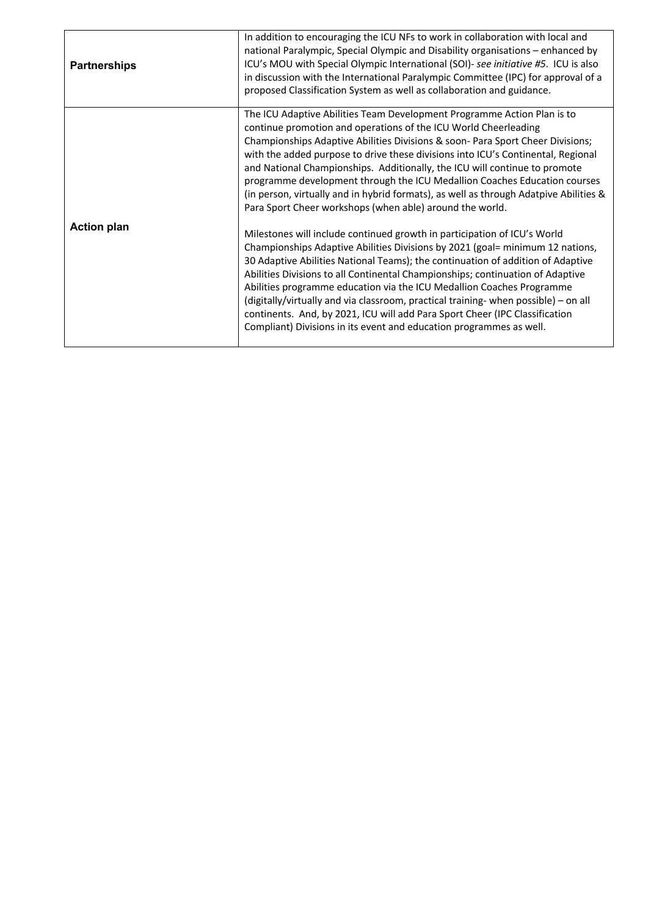| **Partnerships** | In addition to encouraging the ICU NFs to work in collaboration with local and national Paralympic, Special Olympic and Disability organisations – enhanced by ICU's MOU with Special Olympic International (SOI)- *see initiative #5*. ICU is also in discussion with the International Paralympic Committee (IPC) for approval of a proposed Classification System as well as collaboration and guidance. |
|---|---|
| **Action plan** | The ICU Adaptive Abilities Team Development Programme Action Plan is to continue promotion and operations of the ICU World Cheerleading Championships Adaptive Abilities Divisions & soon- Para Sport Cheer Divisions; with the added purpose to drive these divisions into ICU's Continental, Regional and National Championships. Additionally, the ICU will continue to promote programme development through the ICU Medallion Coaches Education courses (in person, virtually and in hybrid formats), as well as through Adatpive Abilities & Para Sport Cheer workshops (when able) around the world.<br><br>Milestones will include continued growth in participation of ICU's World Championships Adaptive Abilities Divisions by 2021 (goal= minimum 12 nations, 30 Adaptive Abilities National Teams); the continuation of addition of Adaptive Abilities Divisions to all Continental Championships; continuation of Adaptive Abilities programme education via the ICU Medallion Coaches Programme (digitally/virtually and via classroom, practical training- when possible) – on all continents. And, by 2021, ICU will add Para Sport Cheer (IPC Classification Compliant) Divisions in its event and education programmes as well. |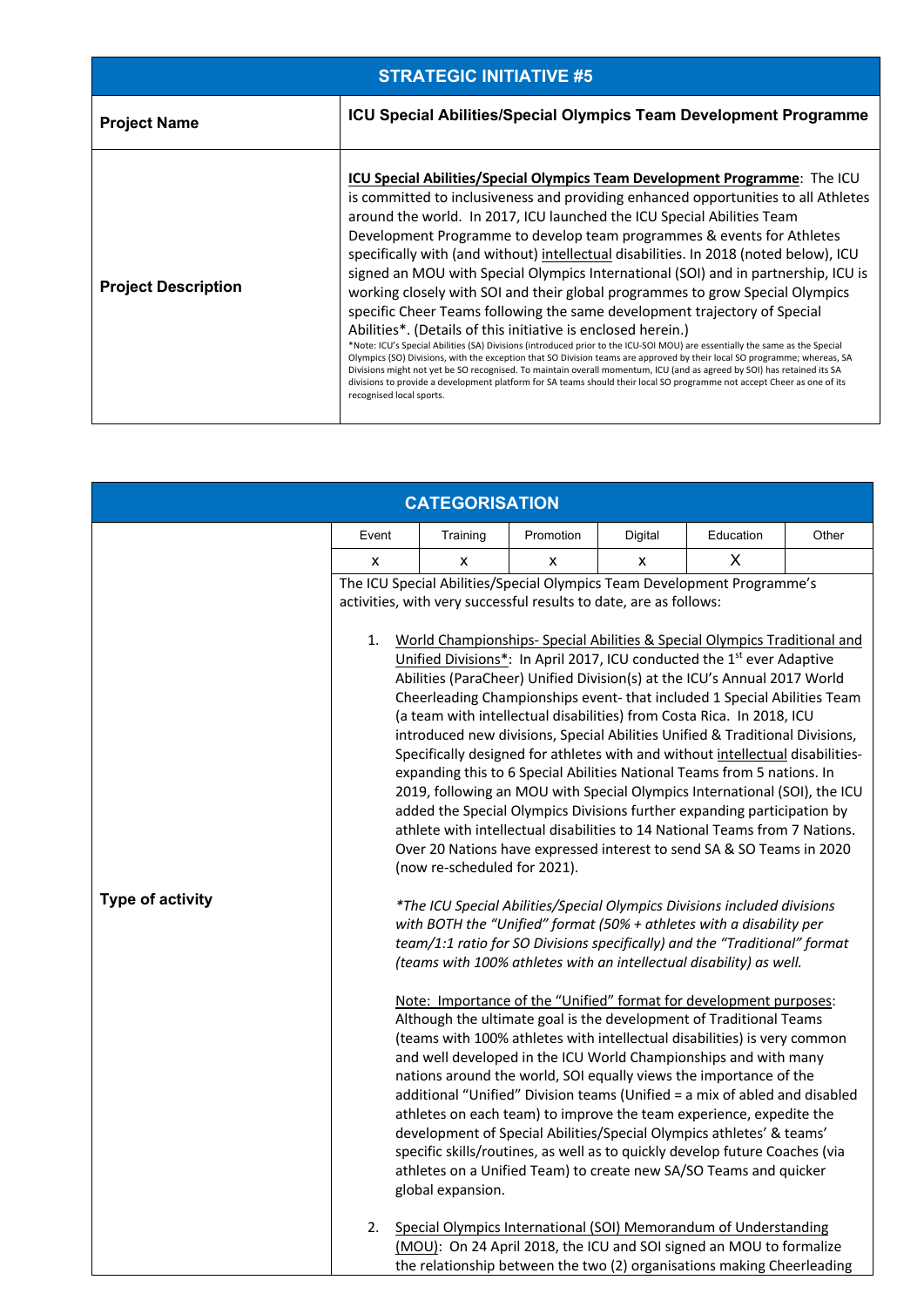| STRATEGIC INITIATIVE #5 | |
|---|---|
| **Project Name** | **ICU Special Abilities/Special Olympics Team Development Programme** |
| **Project Description** | <u>**ICU Special Abilities/Special Olympics Team Development Programme**</u>: The ICU is committed to inclusiveness and providing enhanced opportunities to all Athletes around the world. In 2017, ICU launched the ICU Special Abilities Team Development Programme to develop team programmes & events for Athletes specifically with (and without) <u>intellectual</u> disabilities. In 2018 (noted below), ICU signed an MOU with Special Olympics International (SOI) and in partnership, ICU is working closely with SOI and their global programmes to grow Special Olympics specific Cheer Teams following the same development trajectory of Special Abilities*. (Details of this initiative is enclosed herein.)<br>*Note: ICU's Special Abilities (SA) Divisions (introduced prior to the ICU-SOI MOU) are essentially the same as the Special Olympics (SO) Divisions, with the exception that SO Division teams are approved by their local SO programme; whereas, SA Divisions might not yet be SO recognised. To maintain overall momentum, ICU (and as agreed by SOI) has retained its SA divisions to provide a development platform for SA teams should their local SO programme not accept Cheer as one of its recognised local sports. |

| CATEGORISATION | | | | | | |
|---|---|---|---|---|---|---|
| | Event | Training | Promotion | Digital | Education | Other |
| | x | x | x | x | X | |

**Type of activity**

The ICU Special Abilities/Special Olympics Team Development Programme's activities, with very successful results to date, are as follows:

1. <u>World Championships- Special Abilities & Special Olympics Traditional and Unified Divisions*</u>: In April 2017, ICU conducted the 1st ever Adaptive Abilities (ParaCheer) Unified Division(s) at the ICU's Annual 2017 World Cheerleading Championships event- that included 1 Special Abilities Team (a team with intellectual disabilities) from Costa Rica. In 2018, ICU introduced new divisions, Special Abilities Unified & Traditional Divisions, Specifically designed for athletes with and without <u>intellectual</u> disabilities- expanding this to 6 Special Abilities National Teams from 5 nations. In 2019, following an MOU with Special Olympics International (SOI), the ICU added the Special Olympics Divisions further expanding participation by athlete with intellectual disabilities to 14 National Teams from 7 Nations. Over 20 Nations have expressed interest to send SA & SO Teams in 2020 (now re-scheduled for 2021).

   *\*The ICU Special Abilities/Special Olympics Divisions included divisions with BOTH the "Unified" format (50% + athletes with a disability per team/1:1 ratio for SO Divisions specifically) and the "Traditional" format (teams with 100% athletes with an intellectual disability) as well.*

   <u>Note: Importance of the "Unified" format for development purposes</u>: Although the ultimate goal is the development of Traditional Teams (teams with 100% athletes with intellectual disabilities) is very common and well developed in the ICU World Championships and with many nations around the world, SOI equally views the importance of the additional "Unified" Division teams (Unified = a mix of abled and disabled athletes on each team) to improve the team experience, expedite the development of Special Abilities/Special Olympics athletes' & teams' specific skills/routines, as well as to quickly develop future Coaches (via athletes on a Unified Team) to create new SA/SO Teams and quicker global expansion.

2. <u>Special Olympics International (SOI) Memorandum of Understanding (MOU)</u>: On 24 April 2018, the ICU and SOI signed an MOU to formalize the relationship between the two (2) organisations making Cheerleading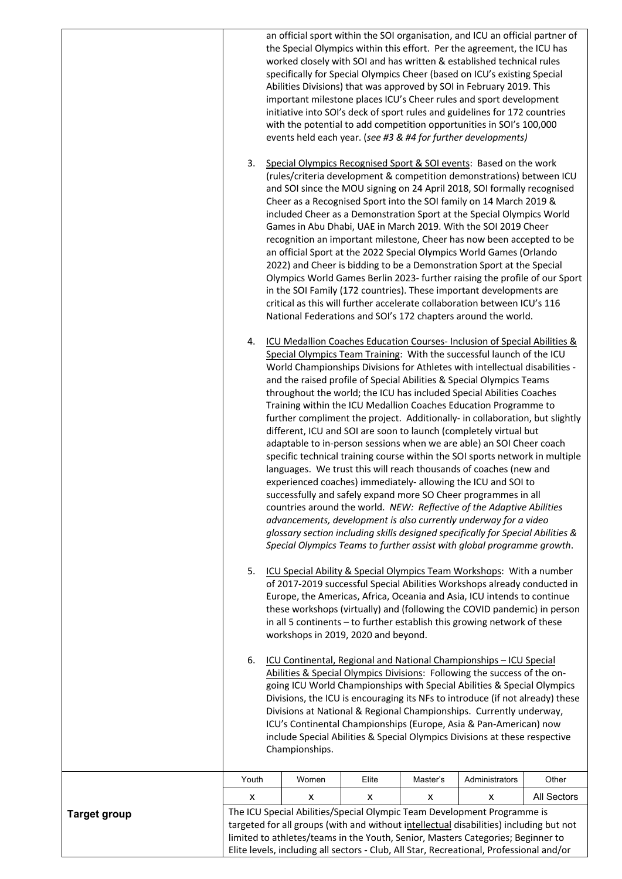an official sport within the SOI organisation, and ICU an official partner of the Special Olympics within this effort. Per the agreement, the ICU has worked closely with SOI and has written & established technical rules specifically for Special Olympics Cheer (based on ICU's existing Special Abilities Divisions) that was approved by SOI in February 2019. This important milestone places ICU's Cheer rules and sport development initiative into SOI's deck of sport rules and guidelines for 172 countries with the potential to add competition opportunities in SOI's 100,000 events held each year. (*see #3 & #4 for further developments)*

3. Special Olympics Recognised Sport & SOI events: Based on the work (rules/criteria development & competition demonstrations) between ICU and SOI since the MOU signing on 24 April 2018, SOI formally recognised Cheer as a Recognised Sport into the SOI family on 14 March 2019 & included Cheer as a Demonstration Sport at the Special Olympics World Games in Abu Dhabi, UAE in March 2019. With the SOI 2019 Cheer recognition an important milestone, Cheer has now been accepted to be an official Sport at the 2022 Special Olympics World Games (Orlando 2022) and Cheer is bidding to be a Demonstration Sport at the Special Olympics World Games Berlin 2023- further raising the profile of our Sport in the SOI Family (172 countries). These important developments are critical as this will further accelerate collaboration between ICU's 116 National Federations and SOI's 172 chapters around the world.

4. ICU Medallion Coaches Education Courses- Inclusion of Special Abilities & Special Olympics Team Training: With the successful launch of the ICU World Championships Divisions for Athletes with intellectual disabilities - and the raised profile of Special Abilities & Special Olympics Teams throughout the world; the ICU has included Special Abilities Coaches Training within the ICU Medallion Coaches Education Programme to further compliment the project. Additionally- in collaboration, but slightly different, ICU and SOI are soon to launch (completely virtual but adaptable to in-person sessions when we are able) an SOI Cheer coach specific technical training course within the SOI sports network in multiple languages. We trust this will reach thousands of coaches (new and experienced coaches) immediately- allowing the ICU and SOI to successfully and safely expand more SO Cheer programmes in all countries around the world. *NEW: Reflective of the Adaptive Abilities advancements, development is also currently underway for a video glossary section including skills designed specifically for Special Abilities & Special Olympics Teams to further assist with global programme growth*.

5. ICU Special Ability & Special Olympics Team Workshops: With a number of 2017-2019 successful Special Abilities Workshops already conducted in Europe, the Americas, Africa, Oceania and Asia, ICU intends to continue these workshops (virtually) and (following the COVID pandemic) in person in all 5 continents – to further establish this growing network of these workshops in 2019, 2020 and beyond.

6. ICU Continental, Regional and National Championships – ICU Special Abilities & Special Olympics Divisions: Following the success of the on-going ICU World Championships with Special Abilities & Special Olympics Divisions, the ICU is encouraging its NFs to introduce (if not already) these Divisions at National & Regional Championships. Currently underway, ICU's Continental Championships (Europe, Asia & Pan-American) now include Special Abilities & Special Olympics Divisions at these respective Championships.

| | Youth | Women | Elite | Master's | Administrators | Other |
|---|---|---|---|---|---|---|
| **Target group** | x | x | x | x | x | All Sectors |

The ICU Special Abilities/Special Olympic Team Development Programme is targeted for all groups (with and without intellectual disabilities) including but not limited to athletes/teams in the Youth, Senior, Masters Categories; Beginner to Elite levels, including all sectors - Club, All Star, Recreational, Professional and/or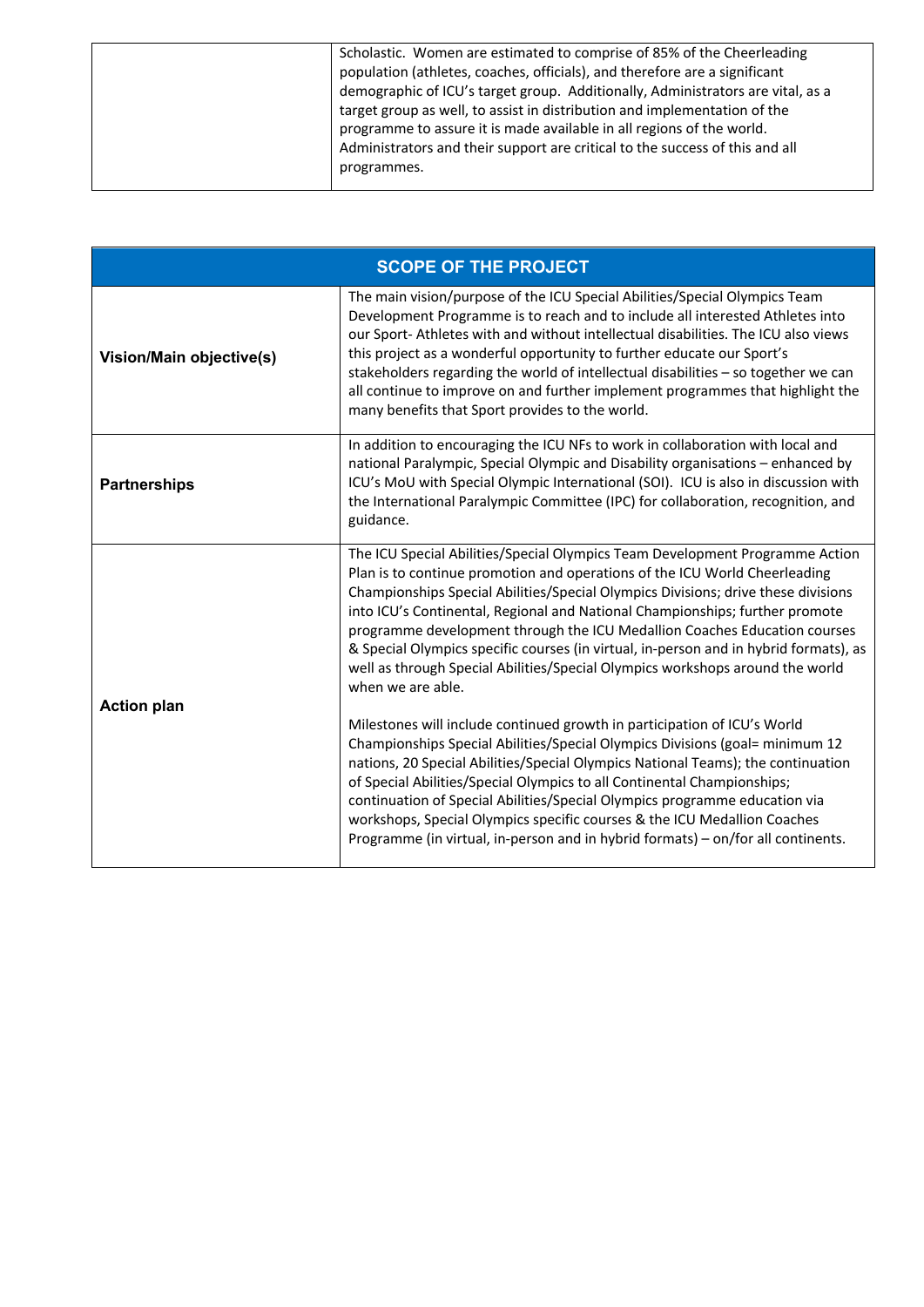| | |
|---|---|
| | Scholastic. Women are estimated to comprise of 85% of the Cheerleading population (athletes, coaches, officials), and therefore are a significant demographic of ICU's target group. Additionally, Administrators are vital, as a target group as well, to assist in distribution and implementation of the programme to assure it is made available in all regions of the world. Administrators and their support are critical to the success of this and all programmes. |

| SCOPE OF THE PROJECT | |
|---|---|
| **Vision/Main objective(s)** | The main vision/purpose of the ICU Special Abilities/Special Olympics Team Development Programme is to reach and to include all interested Athletes into our Sport- Athletes with and without intellectual disabilities. The ICU also views this project as a wonderful opportunity to further educate our Sport's stakeholders regarding the world of intellectual disabilities – so together we can all continue to improve on and further implement programmes that highlight the many benefits that Sport provides to the world. |
| **Partnerships** | In addition to encouraging the ICU NFs to work in collaboration with local and national Paralympic, Special Olympic and Disability organisations – enhanced by ICU's MoU with Special Olympic International (SOI). ICU is also in discussion with the International Paralympic Committee (IPC) for collaboration, recognition, and guidance. |
| **Action plan** | The ICU Special Abilities/Special Olympics Team Development Programme Action Plan is to continue promotion and operations of the ICU World Cheerleading Championships Special Abilities/Special Olympics Divisions; drive these divisions into ICU's Continental, Regional and National Championships; further promote programme development through the ICU Medallion Coaches Education courses & Special Olympics specific courses (in virtual, in-person and in hybrid formats), as well as through Special Abilities/Special Olympics workshops around the world when we are able.<br><br>Milestones will include continued growth in participation of ICU's World Championships Special Abilities/Special Olympics Divisions (goal= minimum 12 nations, 20 Special Abilities/Special Olympics National Teams); the continuation of Special Abilities/Special Olympics to all Continental Championships; continuation of Special Abilities/Special Olympics programme education via workshops, Special Olympics specific courses & the ICU Medallion Coaches Programme (in virtual, in-person and in hybrid formats) – on/for all continents. |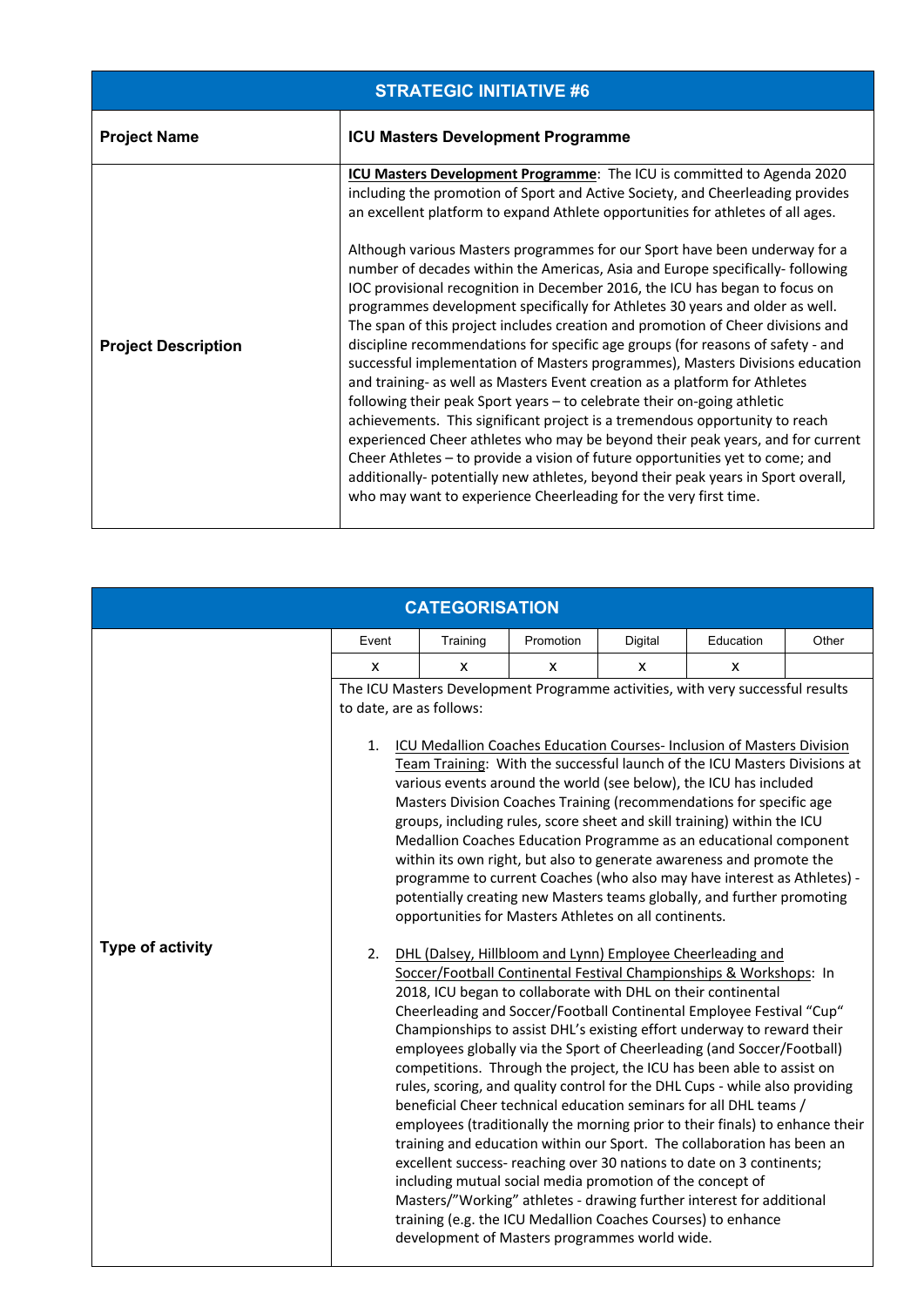| STRATEGIC INITIATIVE #6 | |
|---|---|
| **Project Name** | **ICU Masters Development Programme** |
| **Project Description** | **<u>ICU Masters Development Programme</u>**: The ICU is committed to Agenda 2020 including the promotion of Sport and Active Society, and Cheerleading provides an excellent platform to expand Athlete opportunities for athletes of all ages.<br><br>Although various Masters programmes for our Sport have been underway for a number of decades within the Americas, Asia and Europe specifically- following IOC provisional recognition in December 2016, the ICU has began to focus on programmes development specifically for Athletes 30 years and older as well. The span of this project includes creation and promotion of Cheer divisions and discipline recommendations for specific age groups (for reasons of safety - and successful implementation of Masters programmes), Masters Divisions education and training- as well as Masters Event creation as a platform for Athletes following their peak Sport years – to celebrate their on-going athletic achievements. This significant project is a tremendous opportunity to reach experienced Cheer athletes who may be beyond their peak years, and for current Cheer Athletes – to provide a vision of future opportunities yet to come; and additionally- potentially new athletes, beyond their peak years in Sport overall, who may want to experience Cheerleading for the very first time. |

| CATEGORISATION | | | | | | |
|---|---|---|---|---|---|---|
| | Event | Training | Promotion | Digital | Education | Other |
| | x | x | x | x | x | |

**Type of activity**

The ICU Masters Development Programme activities, with very successful results to date, are as follows:

1. <u>ICU Medallion Coaches Education Courses- Inclusion of Masters Division Team Training</u>: With the successful launch of the ICU Masters Divisions at various events around the world (see below), the ICU has included Masters Division Coaches Training (recommendations for specific age groups, including rules, score sheet and skill training) within the ICU Medallion Coaches Education Programme as an educational component within its own right, but also to generate awareness and promote the programme to current Coaches (who also may have interest as Athletes) - potentially creating new Masters teams globally, and further promoting opportunities for Masters Athletes on all continents.

2. <u>DHL (Dalsey, Hillbloom and Lynn) Employee Cheerleading and Soccer/Football Continental Festival Championships & Workshops</u>: In 2018, ICU began to collaborate with DHL on their continental Cheerleading and Soccer/Football Continental Employee Festival "Cup" Championships to assist DHL's existing effort underway to reward their employees globally via the Sport of Cheerleading (and Soccer/Football) competitions. Through the project, the ICU has been able to assist on rules, scoring, and quality control for the DHL Cups - while also providing beneficial Cheer technical education seminars for all DHL teams / employees (traditionally the morning prior to their finals) to enhance their training and education within our Sport. The collaboration has been an excellent success- reaching over 30 nations to date on 3 continents; including mutual social media promotion of the concept of Masters/"Working" athletes - drawing further interest for additional training (e.g. the ICU Medallion Coaches Courses) to enhance development of Masters programmes world wide.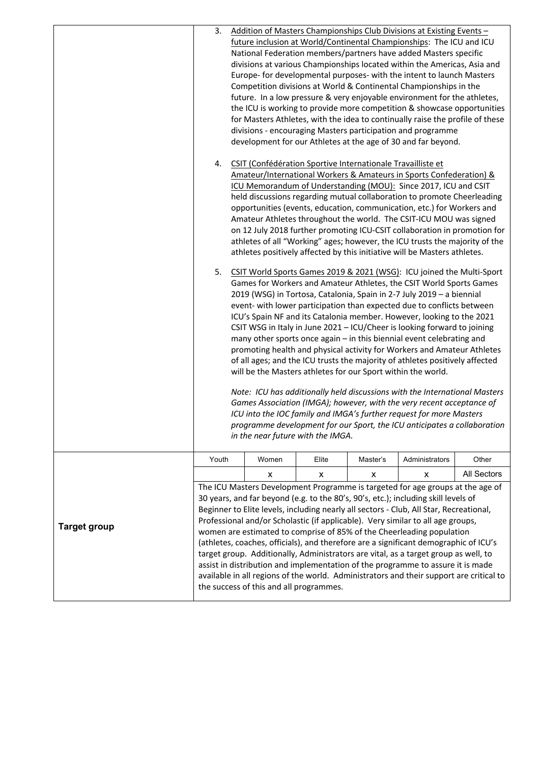|  |  |
|---|---|
|  | 3. <u>Addition of Masters Championships Club Divisions at Existing Events – future inclusion at World/Continental Championships</u>: The ICU and ICU National Federation members/partners have added Masters specific divisions at various Championships located within the Americas, Asia and Europe- for developmental purposes- with the intent to launch Masters Competition divisions at World & Continental Championships in the future. In a low pressure & very enjoyable environment for the athletes, the ICU is working to provide more competition & showcase opportunities for Masters Athletes, with the idea to continually raise the profile of these divisions - encouraging Masters participation and programme development for our Athletes at the age of 30 and far beyond.<br><br>4. <u>CSIT (Confédération Sportive Internationale Travailliste et Amateur/International Workers & Amateurs in Sports Confederation) & ICU Memorandum of Understanding (MOU):</u> Since 2017, ICU and CSIT held discussions regarding mutual collaboration to promote Cheerleading opportunities (events, education, communication, etc.) for Workers and Amateur Athletes throughout the world. The CSIT-ICU MOU was signed on 12 July 2018 further promoting ICU-CSIT collaboration in promotion for athletes of all "Working" ages; however, the ICU trusts the majority of the athletes positively affected by this initiative will be Masters athletes.<br><br>5. <u>CSIT World Sports Games 2019 & 2021 (WSG)</u>: ICU joined the Multi-Sport Games for Workers and Amateur Athletes, the CSIT World Sports Games 2019 (WSG) in Tortosa, Catalonia, Spain in 2-7 July 2019 – a biennial event- with lower participation than expected due to conflicts between ICU's Spain NF and its Catalonia member. However, looking to the 2021 CSIT WSG in Italy in June 2021 – ICU/Cheer is looking forward to joining many other sports once again – in this biennial event celebrating and promoting health and physical activity for Workers and Amateur Athletes of all ages; and the ICU trusts the majority of athletes positively affected will be the Masters athletes for our Sport within the world.<br><br>*Note: ICU has additionally held discussions with the International Masters Games Association (IMGA); however, with the very recent acceptance of ICU into the IOC family and IMGA's further request for more Masters programme development for our Sport, the ICU anticipates a collaboration in the near future with the IMGA.* |

| | Youth | Women | Elite | Master's | Administrators | Other |
|---|---|---|---|---|---|---|
| **Target group** | | x | x | x | x | All Sectors |
| | The ICU Masters Development Programme is targeted for age groups at the age of 30 years, and far beyond (e.g. to the 80's, 90's, etc.); including skill levels of Beginner to Elite levels, including nearly all sectors - Club, All Star, Recreational, Professional and/or Scholastic (if applicable). Very similar to all age groups, women are estimated to comprise of 85% of the Cheerleading population (athletes, coaches, officials), and therefore are a significant demographic of ICU's target group. Additionally, Administrators are vital, as a target group as well, to assist in distribution and implementation of the programme to assure it is made available in all regions of the world. Administrators and their support are critical to the success of this and all programmes. | | | | | |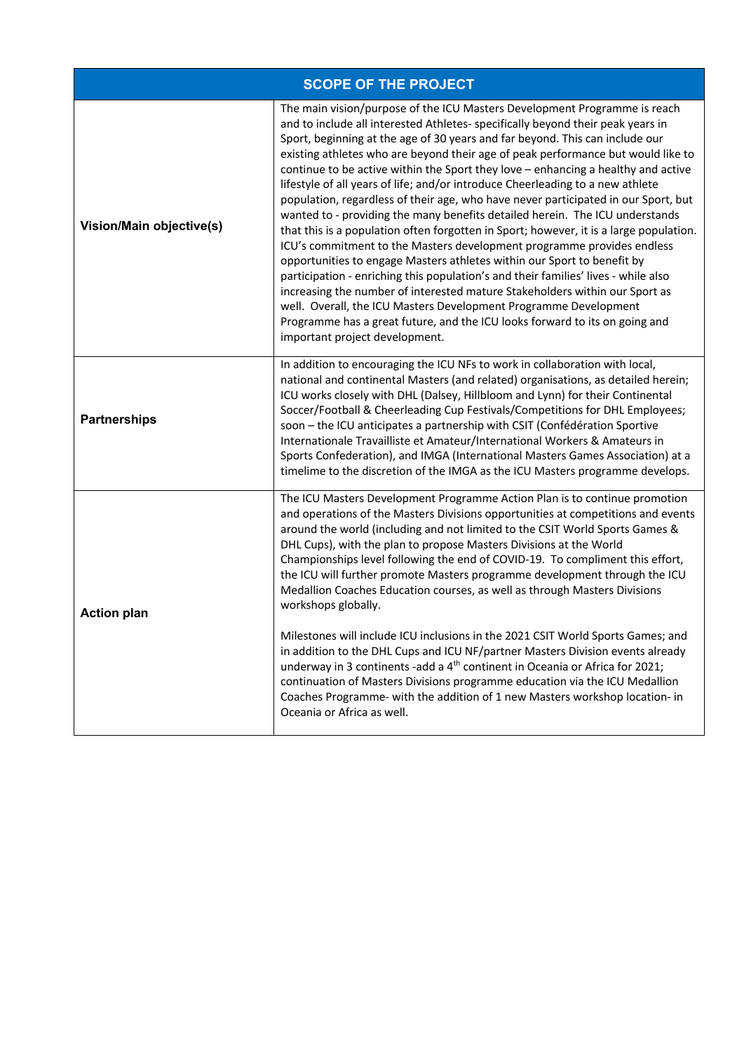| SCOPE OF THE PROJECT | |
|---|---|
| **Vision/Main objective(s)** | The main vision/purpose of the ICU Masters Development Programme is reach and to include all interested Athletes- specifically beyond their peak years in Sport, beginning at the age of 30 years and far beyond. This can include our existing athletes who are beyond their age of peak performance but would like to continue to be active within the Sport they love – enhancing a healthy and active lifestyle of all years of life; and/or introduce Cheerleading to a new athlete population, regardless of their age, who have never participated in our Sport, but wanted to - providing the many benefits detailed herein. The ICU understands that this is a population often forgotten in Sport; however, it is a large population. ICU's commitment to the Masters development programme provides endless opportunities to engage Masters athletes within our Sport to benefit by participation - enriching this population's and their families' lives - while also increasing the number of interested mature Stakeholders within our Sport as well. Overall, the ICU Masters Development Programme Development Programme has a great future, and the ICU looks forward to its on going and important project development. |
| **Partnerships** | In addition to encouraging the ICU NFs to work in collaboration with local, national and continental Masters (and related) organisations, as detailed herein; ICU works closely with DHL (Dalsey, Hillbloom and Lynn) for their Continental Soccer/Football & Cheerleading Cup Festivals/Competitions for DHL Employees; soon – the ICU anticipates a partnership with CSIT (Confédération Sportive Internationale Travailliste et Amateur/International Workers & Amateurs in Sports Confederation), and IMGA (International Masters Games Association) at a timelime to the discretion of the IMGA as the ICU Masters programme develops. |
| **Action plan** | The ICU Masters Development Programme Action Plan is to continue promotion and operations of the Masters Divisions opportunities at competitions and events around the world (including and not limited to the CSIT World Sports Games & DHL Cups), with the plan to propose Masters Divisions at the World Championships level following the end of COVID-19. To compliment this effort, the ICU will further promote Masters programme development through the ICU Medallion Coaches Education courses, as well as through Masters Divisions workshops globally.<br><br>Milestones will include ICU inclusions in the 2021 CSIT World Sports Games; and in addition to the DHL Cups and ICU NF/partner Masters Division events already underway in 3 continents -add a 4th continent in Oceania or Africa for 2021; continuation of Masters Divisions programme education via the ICU Medallion Coaches Programme- with the addition of 1 new Masters workshop location- in Oceania or Africa as well. |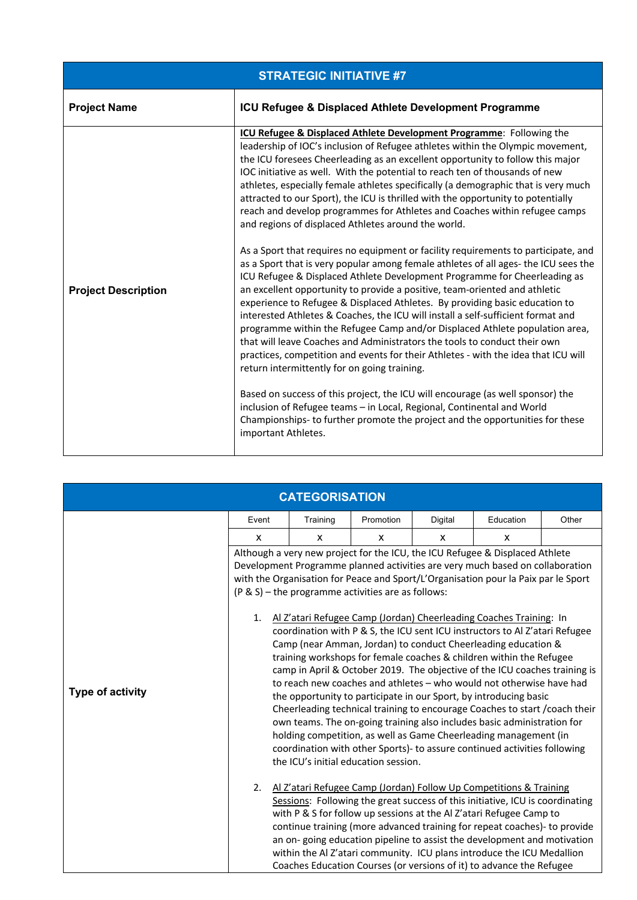| STRATEGIC INITIATIVE #7 | |
|---|---|
| **Project Name** | **ICU Refugee & Displaced Athlete Development Programme** |
| **Project Description** | <u>**ICU Refugee & Displaced Athlete Development Programme**</u>: Following the leadership of IOC's inclusion of Refugee athletes within the Olympic movement, the ICU foresees Cheerleading as an excellent opportunity to follow this major IOC initiative as well. With the potential to reach ten of thousands of new athletes, especially female athletes specifically (a demographic that is very much attracted to our Sport), the ICU is thrilled with the opportunity to potentially reach and develop programmes for Athletes and Coaches within refugee camps and regions of displaced Athletes around the world.<br><br>As a Sport that requires no equipment or facility requirements to participate, and as a Sport that is very popular among female athletes of all ages- the ICU sees the ICU Refugee & Displaced Athlete Development Programme for Cheerleading as an excellent opportunity to provide a positive, team-oriented and athletic experience to Refugee & Displaced Athletes. By providing basic education to interested Athletes & Coaches, the ICU will install a self-sufficient format and programme within the Refugee Camp and/or Displaced Athlete population area, that will leave Coaches and Administrators the tools to conduct their own practices, competition and events for their Athletes - with the idea that ICU will return intermittently for on going training.<br><br>Based on success of this project, the ICU will encourage (as well sponsor) the inclusion of Refugee teams – in Local, Regional, Continental and World Championships- to further promote the project and the opportunities for these important Athletes. |

| CATEGORISATION | | | | | | |
|---|---|---|---|---|---|---|
| **Type of activity** | Event | Training | Promotion | Digital | Education | Other |
| | x | x | x | x | x | |
| | Although a very new project for the ICU, the ICU Refugee & Displaced Athlete Development Programme planned activities are very much based on collaboration with the Organisation for Peace and Sport/L'Organisation pour la Paix par le Sport (P & S) – the programme activities are as follows:<br><br>1. <u>Al Z'atari Refugee Camp (Jordan) Cheerleading Coaches Training</u>: In coordination with P & S, the ICU sent ICU instructors to Al Z'atari Refugee Camp (near Amman, Jordan) to conduct Cheerleading education & training workshops for female coaches & children within the Refugee camp in April & October 2019. The objective of the ICU coaches training is to reach new coaches and athletes – who would not otherwise have had the opportunity to participate in our Sport, by introducing basic Cheerleading technical training to encourage Coaches to start /coach their own teams. The on-going training also includes basic administration for holding competition, as well as Game Cheerleading management (in coordination with other Sports)- to assure continued activities following the ICU's initial education session.<br><br>2. <u>Al Z'atari Refugee Camp (Jordan) Follow Up Competitions & Training Sessions</u>: Following the great success of this initiative, ICU is coordinating with P & S for follow up sessions at the Al Z'atari Refugee Camp to continue training (more advanced training for repeat coaches)- to provide an on- going education pipeline to assist the development and motivation within the Al Z'atari community. ICU plans introduce the ICU Medallion Coaches Education Courses (or versions of it) to advance the Refugee | | | | | | |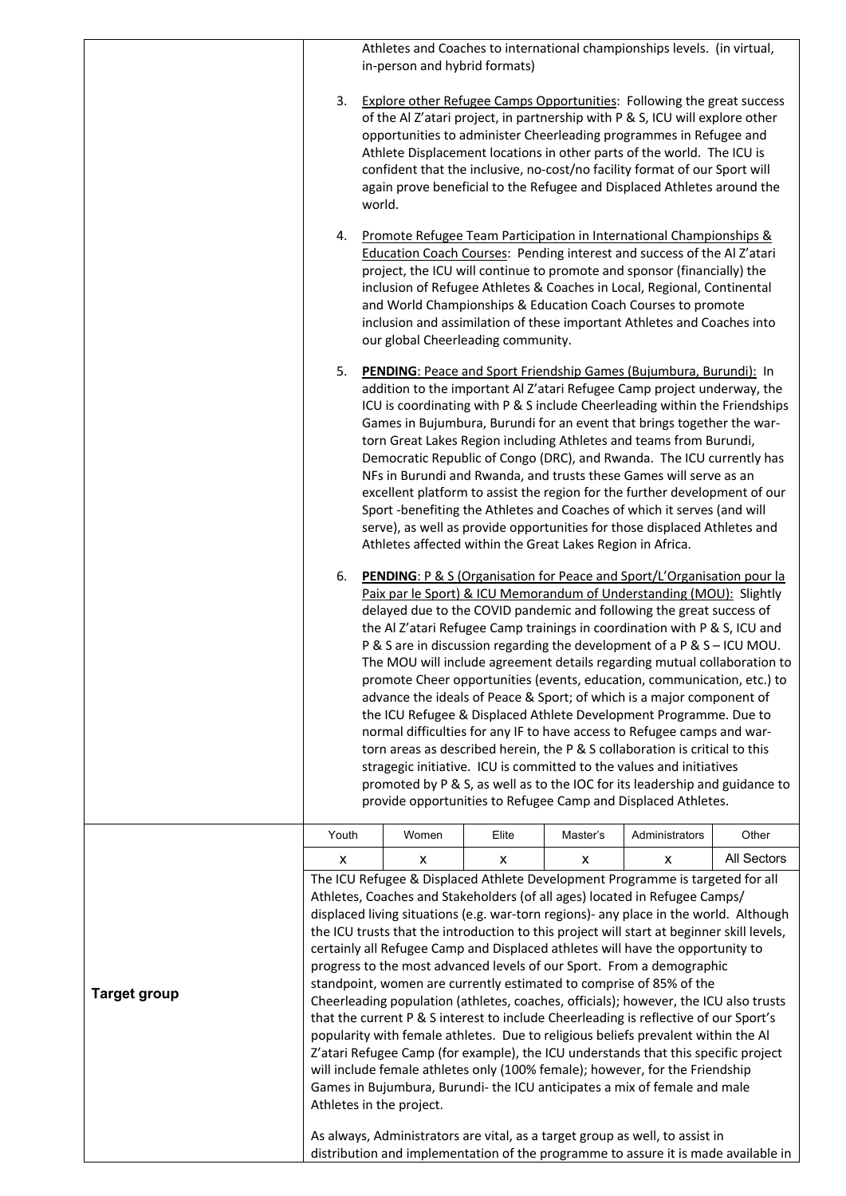| | |
|---|---|
| | Athletes and Coaches to international championships levels. (in virtual, in-person and hybrid formats)<br><br>3. Explore other Refugee Camps Opportunities: Following the great success of the Al Z'atari project, in partnership with P & S, ICU will explore other opportunities to administer Cheerleading programmes in Refugee and Athlete Displacement locations in other parts of the world. The ICU is confident that the inclusive, no-cost/no facility format of our Sport will again prove beneficial to the Refugee and Displaced Athletes around the world.<br><br>4. Promote Refugee Team Participation in International Championships & Education Coach Courses: Pending interest and success of the Al Z'atari project, the ICU will continue to promote and sponsor (financially) the inclusion of Refugee Athletes & Coaches in Local, Regional, Continental and World Championships & Education Coach Courses to promote inclusion and assimilation of these important Athletes and Coaches into our global Cheerleading community.<br><br>5. **PENDING**: Peace and Sport Friendship Games (Bujumbura, Burundi): In addition to the important Al Z'atari Refugee Camp project underway, the ICU is coordinating with P & S include Cheerleading within the Friendships Games in Bujumbura, Burundi for an event that brings together the war-torn Great Lakes Region including Athletes and teams from Burundi, Democratic Republic of Congo (DRC), and Rwanda. The ICU currently has NFs in Burundi and Rwanda, and trusts these Games will serve as an excellent platform to assist the region for the further development of our Sport -benefiting the Athletes and Coaches of which it serves (and will serve), as well as provide opportunities for those displaced Athletes and Athletes affected within the Great Lakes Region in Africa.<br><br>6. **PENDING**: P & S (Organisation for Peace and Sport/L'Organisation pour la Paix par le Sport) & ICU Memorandum of Understanding (MOU): Slightly delayed due to the COVID pandemic and following the great success of the Al Z'atari Refugee Camp trainings in coordination with P & S, ICU and P & S are in discussion regarding the development of a P & S – ICU MOU. The MOU will include agreement details regarding mutual collaboration to promote Cheer opportunities (events, education, communication, etc.) to advance the ideals of Peace & Sport; of which is a major component of the ICU Refugee & Displaced Athlete Development Programme. Due to normal difficulties for any IF to have access to Refugee camps and war-torn areas as described herein, the P & S collaboration is critical to this stragegic initiative. ICU is committed to the values and initiatives promoted by P & S, as well as to the IOC for its leadership and guidance to provide opportunities to Refugee Camp and Displaced Athletes. |
| **Target group** | Youth: x · Women: x · Elite: x · Master's: x · Administrators: x · Other: All Sectors<br><br>The ICU Refugee & Displaced Athlete Development Programme is targeted for all Athletes, Coaches and Stakeholders (of all ages) located in Refugee Camps/ displaced living situations (e.g. war-torn regions)- any place in the world. Although the ICU trusts that the introduction to this project will start at beginner skill levels, certainly all Refugee Camp and Displaced athletes will have the opportunity to progress to the most advanced levels of our Sport. From a demographic standpoint, women are currently estimated to comprise of 85% of the Cheerleading population (athletes, coaches, officials); however, the ICU also trusts that the current P & S interest to include Cheerleading is reflective of our Sport's popularity with female athletes. Due to religious beliefs prevalent within the Al Z'atari Refugee Camp (for example), the ICU understands that this specific project will include female athletes only (100% female); however, for the Friendship Games in Bujumbura, Burundi- the ICU anticipates a mix of female and male Athletes in the project.<br><br>As always, Administrators are vital, as a target group as well, to assist in distribution and implementation of the programme to assure it is made available in |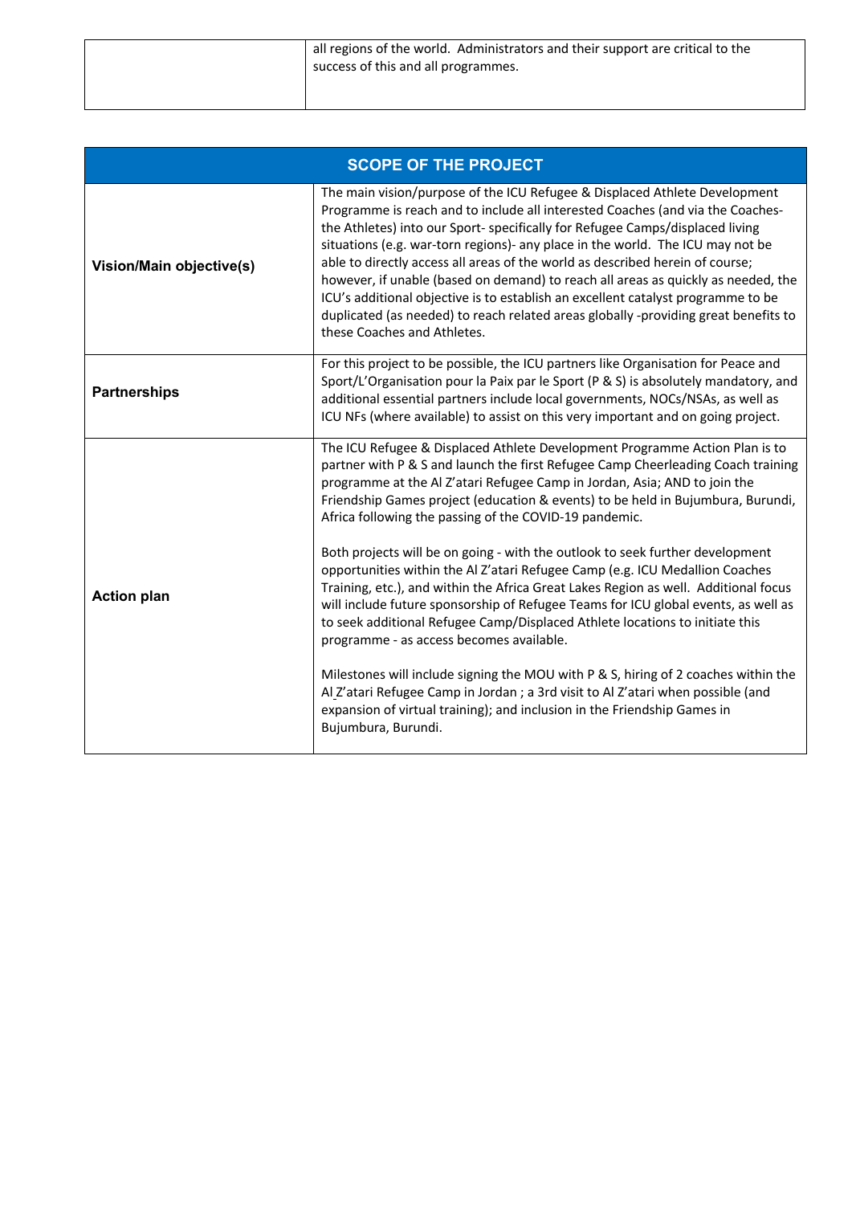| | |
|---|---|
| | all regions of the world. Administrators and their support are critical to the success of this and all programmes. |

| SCOPE OF THE PROJECT | |
|---|---|
| **Vision/Main objective(s)** | The main vision/purpose of the ICU Refugee & Displaced Athlete Development Programme is reach and to include all interested Coaches (and via the Coaches- the Athletes) into our Sport- specifically for Refugee Camps/displaced living situations (e.g. war-torn regions)- any place in the world. The ICU may not be able to directly access all areas of the world as described herein of course; however, if unable (based on demand) to reach all areas as quickly as needed, the ICU's additional objective is to establish an excellent catalyst programme to be duplicated (as needed) to reach related areas globally -providing great benefits to these Coaches and Athletes. |
| **Partnerships** | For this project to be possible, the ICU partners like Organisation for Peace and Sport/L'Organisation pour la Paix par le Sport (P & S) is absolutely mandatory, and additional essential partners include local governments, NOCs/NSAs, as well as ICU NFs (where available) to assist on this very important and on going project. |
| **Action plan** | The ICU Refugee & Displaced Athlete Development Programme Action Plan is to partner with P & S and launch the first Refugee Camp Cheerleading Coach training programme at the Al Z'atari Refugee Camp in Jordan, Asia; AND to join the Friendship Games project (education & events) to be held in Bujumbura, Burundi, Africa following the passing of the COVID-19 pandemic.<br><br>Both projects will be on going - with the outlook to seek further development opportunities within the Al Z'atari Refugee Camp (e.g. ICU Medallion Coaches Training, etc.), and within the Africa Great Lakes Region as well. Additional focus will include future sponsorship of Refugee Teams for ICU global events, as well as to seek additional Refugee Camp/Displaced Athlete locations to initiate this programme - as access becomes available.<br><br>Milestones will include signing the MOU with P & S, hiring of 2 coaches within the Al Z'atari Refugee Camp in Jordan ; a 3rd visit to Al Z'atari when possible (and expansion of virtual training); and inclusion in the Friendship Games in Bujumbura, Burundi. |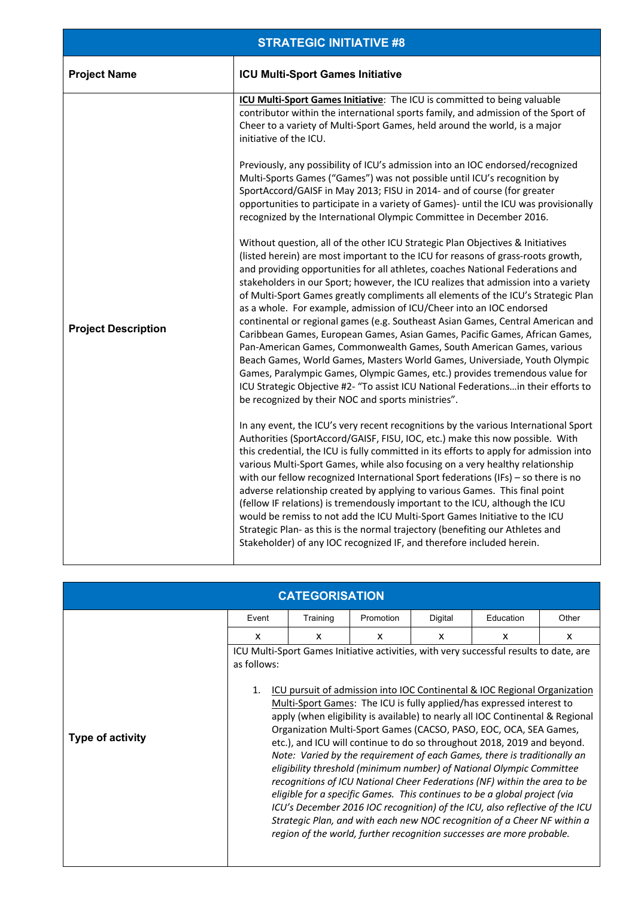| STRATEGIC INITIATIVE #8 | |
|---|---|
| **Project Name** | **ICU Multi-Sport Games Initiative** |
| **Project Description** | <u>**ICU Multi-Sport Games Initiative**</u>: The ICU is committed to being valuable contributor within the international sports family, and admission of the Sport of Cheer to a variety of Multi-Sport Games, held around the world, is a major initiative of the ICU.<br><br>Previously, any possibility of ICU's admission into an IOC endorsed/recognized Multi-Sports Games ("Games") was not possible until ICU's recognition by SportAccord/GAISF in May 2013; FISU in 2014- and of course (for greater opportunities to participate in a variety of Games)- until the ICU was provisionally recognized by the International Olympic Committee in December 2016.<br><br>Without question, all of the other ICU Strategic Plan Objectives & Initiatives (listed herein) are most important to the ICU for reasons of grass-roots growth, and providing opportunities for all athletes, coaches National Federations and stakeholders in our Sport; however, the ICU realizes that admission into a variety of Multi-Sport Games greatly compliments all elements of the ICU's Strategic Plan as a whole. For example, admission of ICU/Cheer into an IOC endorsed continental or regional games (e.g. Southeast Asian Games, Central American and Caribbean Games, European Games, Asian Games, Pacific Games, African Games, Pan-American Games, Commonwealth Games, South American Games, various Beach Games, World Games, Masters World Games, Universiade, Youth Olympic Games, Paralympic Games, Olympic Games, etc.) provides tremendous value for ICU Strategic Objective #2- "To assist ICU National Federations…in their efforts to be recognized by their NOC and sports ministries".<br><br>In any event, the ICU's very recent recognitions by the various International Sport Authorities (SportAccord/GAISF, FISU, IOC, etc.) make this now possible. With this credential, the ICU is fully committed in its efforts to apply for admission into various Multi-Sport Games, while also focusing on a very healthy relationship with our fellow recognized International Sport federations (IFs) – so there is no adverse relationship created by applying to various Games. This final point (fellow IF relations) is tremendously important to the ICU, although the ICU would be remiss to not add the ICU Multi-Sport Games Initiative to the ICU Strategic Plan- as this is the normal trajectory (benefiting our Athletes and Stakeholder) of any IOC recognized IF, and therefore included herein. |

| CATEGORISATION | | | | | | |
|---|---|---|---|---|---|---|
| | Event | Training | Promotion | Digital | Education | Other |
| | x | x | x | x | x | x |
| **Type of activity** | ICU Multi-Sport Games Initiative activities, with very successful results to date, are as follows:<br><br>1. <u>ICU pursuit of admission into IOC Continental & IOC Regional Organization Multi-Sport Games</u>: The ICU is fully applied/has expressed interest to apply (when eligibility is available) to nearly all IOC Continental & Regional Organization Multi-Sport Games (CACSO, PASO, EOC, OCA, SEA Games, etc.), and ICU will continue to do so throughout 2018, 2019 and beyond. *Note: Varied by the requirement of each Games, there is traditionally an eligibility threshold (minimum number) of National Olympic Committee recognitions of ICU National Cheer Federations (NF) within the area to be eligible for a specific Games. This continues to be a global project (via ICU's December 2016 IOC recognition) of the ICU, also reflective of the ICU Strategic Plan, and with each new NOC recognition of a Cheer NF within a region of the world, further recognition successes are more probable.* | | | | | |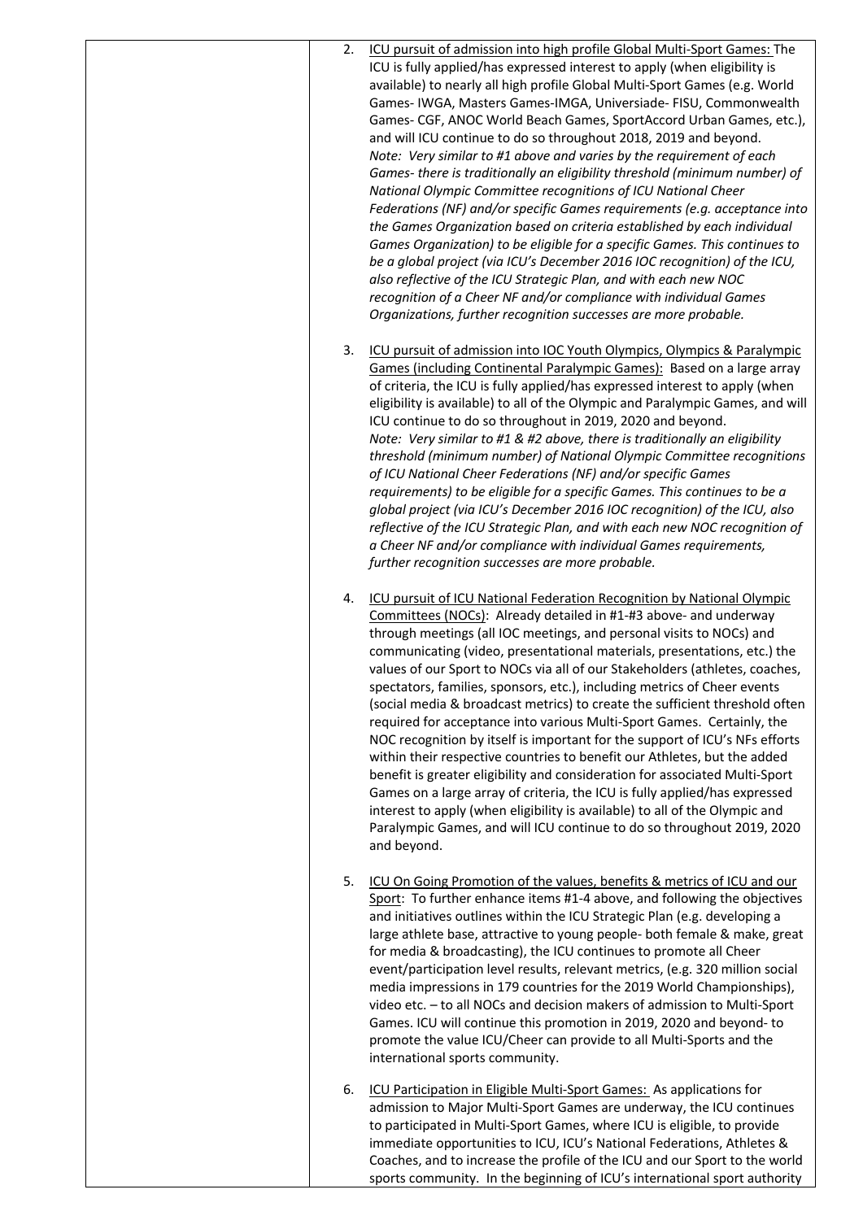2. <u>ICU pursuit of admission into high profile Global Multi-Sport Games:</u> The ICU is fully applied/has expressed interest to apply (when eligibility is available) to nearly all high profile Global Multi-Sport Games (e.g. World Games- IWGA, Masters Games-IMGA, Universiade- FISU, Commonwealth Games- CGF, ANOC World Beach Games, SportAccord Urban Games, etc.), and will ICU continue to do so throughout 2018, 2019 and beyond.
*Note: Very similar to #1 above and varies by the requirement of each Games- there is traditionally an eligibility threshold (minimum number) of National Olympic Committee recognitions of ICU National Cheer Federations (NF) and/or specific Games requirements (e.g. acceptance into the Games Organization based on criteria established by each individual Games Organization) to be eligible for a specific Games. This continues to be a global project (via ICU's December 2016 IOC recognition) of the ICU, also reflective of the ICU Strategic Plan, and with each new NOC recognition of a Cheer NF and/or compliance with individual Games Organizations, further recognition successes are more probable.*

3. <u>ICU pursuit of admission into IOC Youth Olympics, Olympics & Paralympic Games (including Continental Paralympic Games):</u> Based on a large array of criteria, the ICU is fully applied/has expressed interest to apply (when eligibility is available) to all of the Olympic and Paralympic Games, and will ICU continue to do so throughout in 2019, 2020 and beyond.
*Note: Very similar to #1 & #2 above, there is traditionally an eligibility threshold (minimum number) of National Olympic Committee recognitions of ICU National Cheer Federations (NF) and/or specific Games requirements) to be eligible for a specific Games. This continues to be a global project (via ICU's December 2016 IOC recognition) of the ICU, also reflective of the ICU Strategic Plan, and with each new NOC recognition of a Cheer NF and/or compliance with individual Games requirements, further recognition successes are more probable.*

4. <u>ICU pursuit of ICU National Federation Recognition by National Olympic Committees (NOCs)</u>: Already detailed in #1-#3 above- and underway through meetings (all IOC meetings, and personal visits to NOCs) and communicating (video, presentational materials, presentations, etc.) the values of our Sport to NOCs via all of our Stakeholders (athletes, coaches, spectators, families, sponsors, etc.), including metrics of Cheer events (social media & broadcast metrics) to create the sufficient threshold often required for acceptance into various Multi-Sport Games. Certainly, the NOC recognition by itself is important for the support of ICU's NFs efforts within their respective countries to benefit our Athletes, but the added benefit is greater eligibility and consideration for associated Multi-Sport Games on a large array of criteria, the ICU is fully applied/has expressed interest to apply (when eligibility is available) to all of the Olympic and Paralympic Games, and will ICU continue to do so throughout 2019, 2020 and beyond.

5. <u>ICU On Going Promotion of the values, benefits & metrics of ICU and our Sport</u>: To further enhance items #1-4 above, and following the objectives and initiatives outlines within the ICU Strategic Plan (e.g. developing a large athlete base, attractive to young people- both female & make, great for media & broadcasting), the ICU continues to promote all Cheer event/participation level results, relevant metrics, (e.g. 320 million social media impressions in 179 countries for the 2019 World Championships), video etc. – to all NOCs and decision makers of admission to Multi-Sport Games. ICU will continue this promotion in 2019, 2020 and beyond- to promote the value ICU/Cheer can provide to all Multi-Sports and the international sports community.

6. <u>ICU Participation in Eligible Multi-Sport Games:</u> As applications for admission to Major Multi-Sport Games are underway, the ICU continues to participated in Multi-Sport Games, where ICU is eligible, to provide immediate opportunities to ICU, ICU's National Federations, Athletes & Coaches, and to increase the profile of the ICU and our Sport to the world sports community. In the beginning of ICU's international sport authority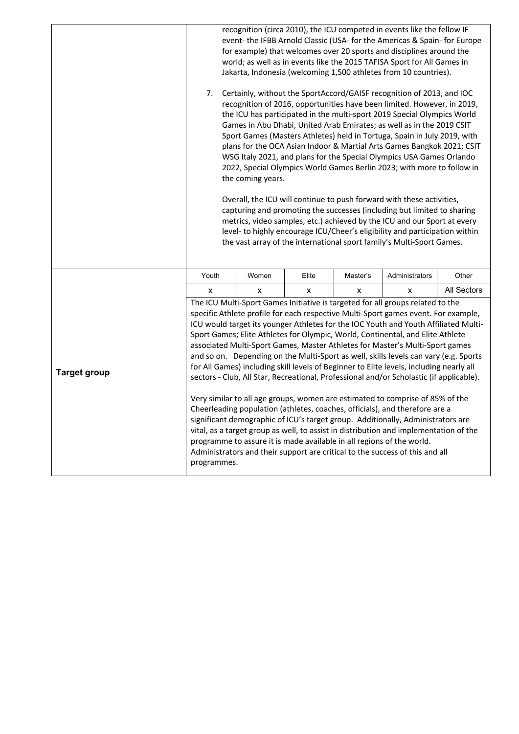| | |
|---|---|
| | recognition (circa 2010), the ICU competed in events like the fellow IF event- the IFBB Arnold Classic (USA- for the Americas & Spain- for Europe for example) that welcomes over 20 sports and disciplines around the world; as well as in events like the 2015 TAFISA Sport for All Games in Jakarta, Indonesia (welcoming 1,500 athletes from 10 countries).<br><br>7. Certainly, without the SportAccord/GAISF recognition of 2013, and IOC recognition of 2016, opportunities have been limited. However, in 2019, the ICU has participated in the multi-sport 2019 Special Olympics World Games in Abu Dhabi, United Arab Emirates; as well as in the 2019 CSIT Sport Games (Masters Athletes) held in Tortuga, Spain in July 2019, with plans for the OCA Asian Indoor & Martial Arts Games Bangkok 2021; CSIT WSG Italy 2021, and plans for the Special Olympics USA Games Orlando 2022, Special Olympics World Games Berlin 2023; with more to follow in the coming years.<br><br>Overall, the ICU will continue to push forward with these activities, capturing and promoting the successes (including but limited to sharing metrics, video samples, etc.) achieved by the ICU and our Sport at every level- to highly encourage ICU/Cheer's eligibility and participation within the vast array of the international sport family's Multi-Sport Games. |

| | Youth | Women | Elite | Master's | Administrators | Other |
|---|---|---|---|---|---|---|
| **Target group** | x | x | x | x | x | All Sectors |

The ICU Multi-Sport Games Initiative is targeted for all groups related to the specific Athlete profile for each respective Multi-Sport games event. For example, ICU would target its younger Athletes for the IOC Youth and Youth Affiliated Multi-Sport Games; Elite Athletes for Olympic, World, Continental, and Elite Athlete associated Multi-Sport Games, Master Athletes for Master's Multi-Sport games and so on. Depending on the Multi-Sport as well, skills levels can vary (e.g. Sports for All Games) including skill levels of Beginner to Elite levels, including nearly all sectors - Club, All Star, Recreational, Professional and/or Scholastic (if applicable).

Very similar to all age groups, women are estimated to comprise of 85% of the Cheerleading population (athletes, coaches, officials), and therefore are a significant demographic of ICU's target group. Additionally, Administrators are vital, as a target group as well, to assist in distribution and implementation of the programme to assure it is made available in all regions of the world. Administrators and their support are critical to the success of this and all programmes.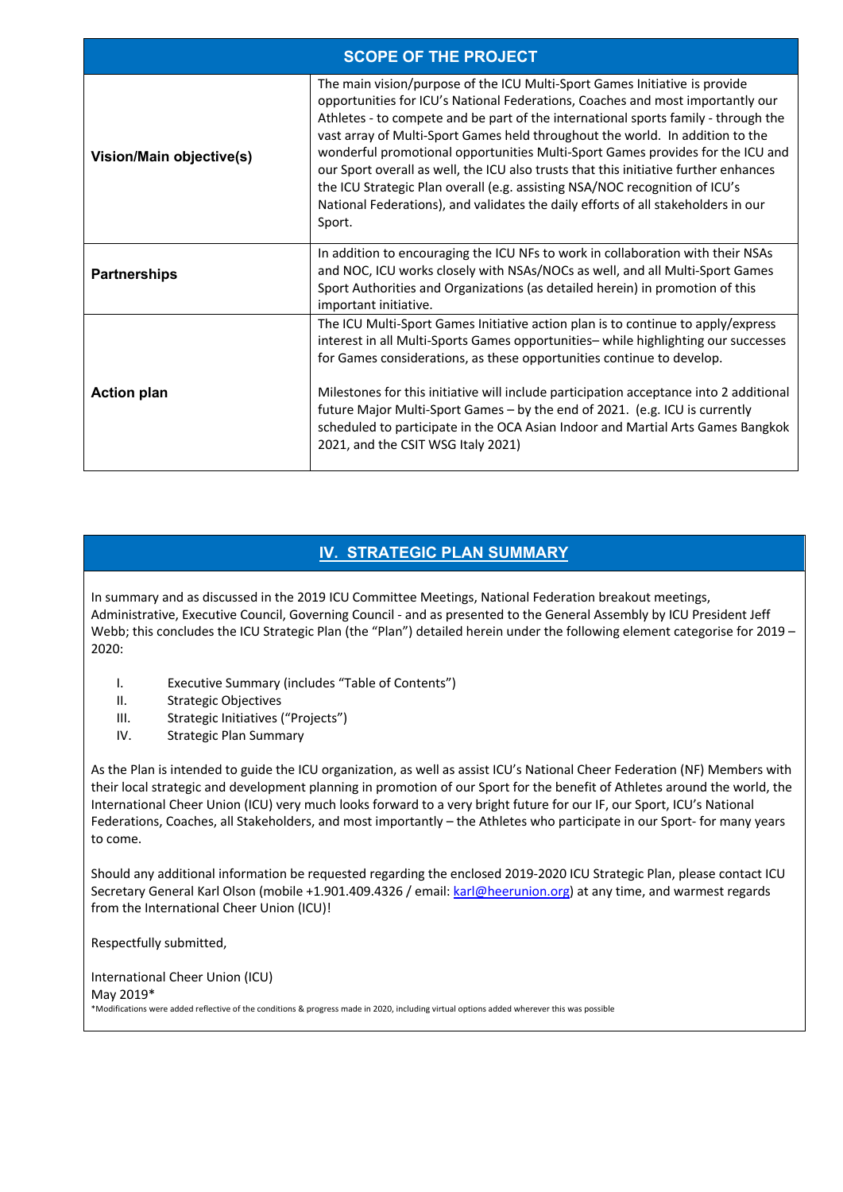| SCOPE OF THE PROJECT | |
| --- | --- |
| **Vision/Main objective(s)** | The main vision/purpose of the ICU Multi-Sport Games Initiative is provide opportunities for ICU's National Federations, Coaches and most importantly our Athletes - to compete and be part of the international sports family - through the vast array of Multi-Sport Games held throughout the world. In addition to the wonderful promotional opportunities Multi-Sport Games provides for the ICU and our Sport overall as well, the ICU also trusts that this initiative further enhances the ICU Strategic Plan overall (e.g. assisting NSA/NOC recognition of ICU's National Federations), and validates the daily efforts of all stakeholders in our Sport. |
| **Partnerships** | In addition to encouraging the ICU NFs to work in collaboration with their NSAs and NOC, ICU works closely with NSAs/NOCs as well, and all Multi-Sport Games Sport Authorities and Organizations (as detailed herein) in promotion of this important initiative. |
| **Action plan** | The ICU Multi-Sport Games Initiative action plan is to continue to apply/express interest in all Multi-Sports Games opportunities– while highlighting our successes for Games considerations, as these opportunities continue to develop.<br><br>Milestones for this initiative will include participation acceptance into 2 additional future Major Multi-Sport Games – by the end of 2021. (e.g. ICU is currently scheduled to participate in the OCA Asian Indoor and Martial Arts Games Bangkok 2021, and the CSIT WSG Italy 2021) |

## IV. STRATEGIC PLAN SUMMARY

In summary and as discussed in the 2019 ICU Committee Meetings, National Federation breakout meetings, Administrative, Executive Council, Governing Council - and as presented to the General Assembly by ICU President Jeff Webb; this concludes the ICU Strategic Plan (the "Plan") detailed herein under the following element categorise for 2019 – 2020:

I. Executive Summary (includes "Table of Contents")
II. Strategic Objectives
III. Strategic Initiatives ("Projects")
IV. Strategic Plan Summary

As the Plan is intended to guide the ICU organization, as well as assist ICU's National Cheer Federation (NF) Members with their local strategic and development planning in promotion of our Sport for the benefit of Athletes around the world, the International Cheer Union (ICU) very much looks forward to a very bright future for our IF, our Sport, ICU's National Federations, Coaches, all Stakeholders, and most importantly – the Athletes who participate in our Sport- for many years to come.

Should any additional information be requested regarding the enclosed 2019-2020 ICU Strategic Plan, please contact ICU Secretary General Karl Olson (mobile +1.901.409.4326 / email: karl@heerunion.org) at any time, and warmest regards from the International Cheer Union (ICU)!

Respectfully submitted,

International Cheer Union (ICU)
May 2019*

*Modifications were added reflective of the conditions & progress made in 2020, including virtual options added wherever this was possible